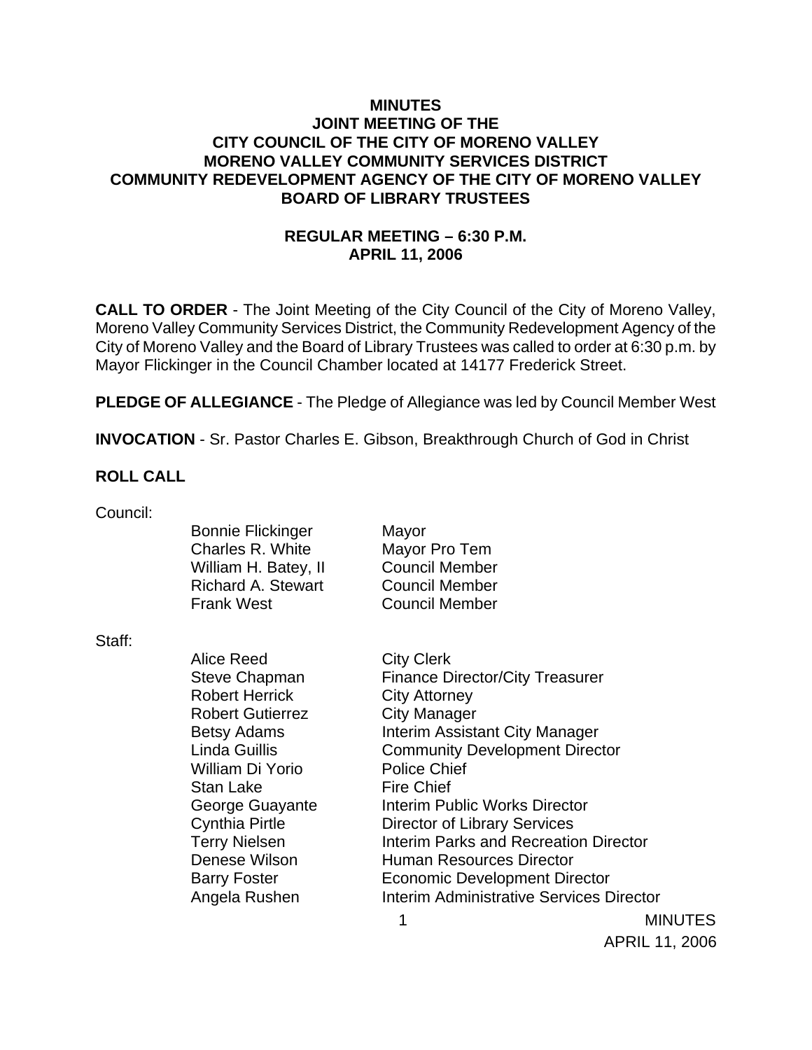# MINUTES
# JOINT MEETING OF THE
# CITY COUNCIL OF THE CITY OF MORENO VALLEY
# MORENO VALLEY COMMUNITY SERVICES DISTRICT
# COMMUNITY REDEVELOPMENT AGENCY OF THE CITY OF MORENO VALLEY
# BOARD OF LIBRARY TRUSTEES

## REGULAR MEETING – 6:30 P.M.
## APRIL 11, 2006

**CALL TO ORDER** - The Joint Meeting of the City Council of the City of Moreno Valley, Moreno Valley Community Services District, the Community Redevelopment Agency of the City of Moreno Valley and the Board of Library Trustees was called to order at 6:30 p.m. by Mayor Flickinger in the Council Chamber located at 14177 Frederick Street.

**PLEDGE OF ALLEGIANCE** - The Pledge of Allegiance was led by Council Member West

**INVOCATION** - Sr. Pastor Charles E. Gibson, Breakthrough Church of God in Christ

**ROLL CALL**

Council:

| | |
|---|---|
| Bonnie Flickinger | Mayor |
| Charles R. White | Mayor Pro Tem |
| William H. Batey, II | Council Member |
| Richard A. Stewart | Council Member |
| Frank West | Council Member |

Staff:

| | |
|---|---|
| Alice Reed | City Clerk |
| Steve Chapman | Finance Director/City Treasurer |
| Robert Herrick | City Attorney |
| Robert Gutierrez | City Manager |
| Betsy Adams | Interim Assistant City Manager |
| Linda Guillis | Community Development Director |
| William Di Yorio | Police Chief |
| Stan Lake | Fire Chief |
| George Guayante | Interim Public Works Director |
| Cynthia Pirtle | Director of Library Services |
| Terry Nielsen | Interim Parks and Recreation Director |
| Denese Wilson | Human Resources Director |
| Barry Foster | Economic Development Director |
| Angela Rushen | Interim Administrative Services Director |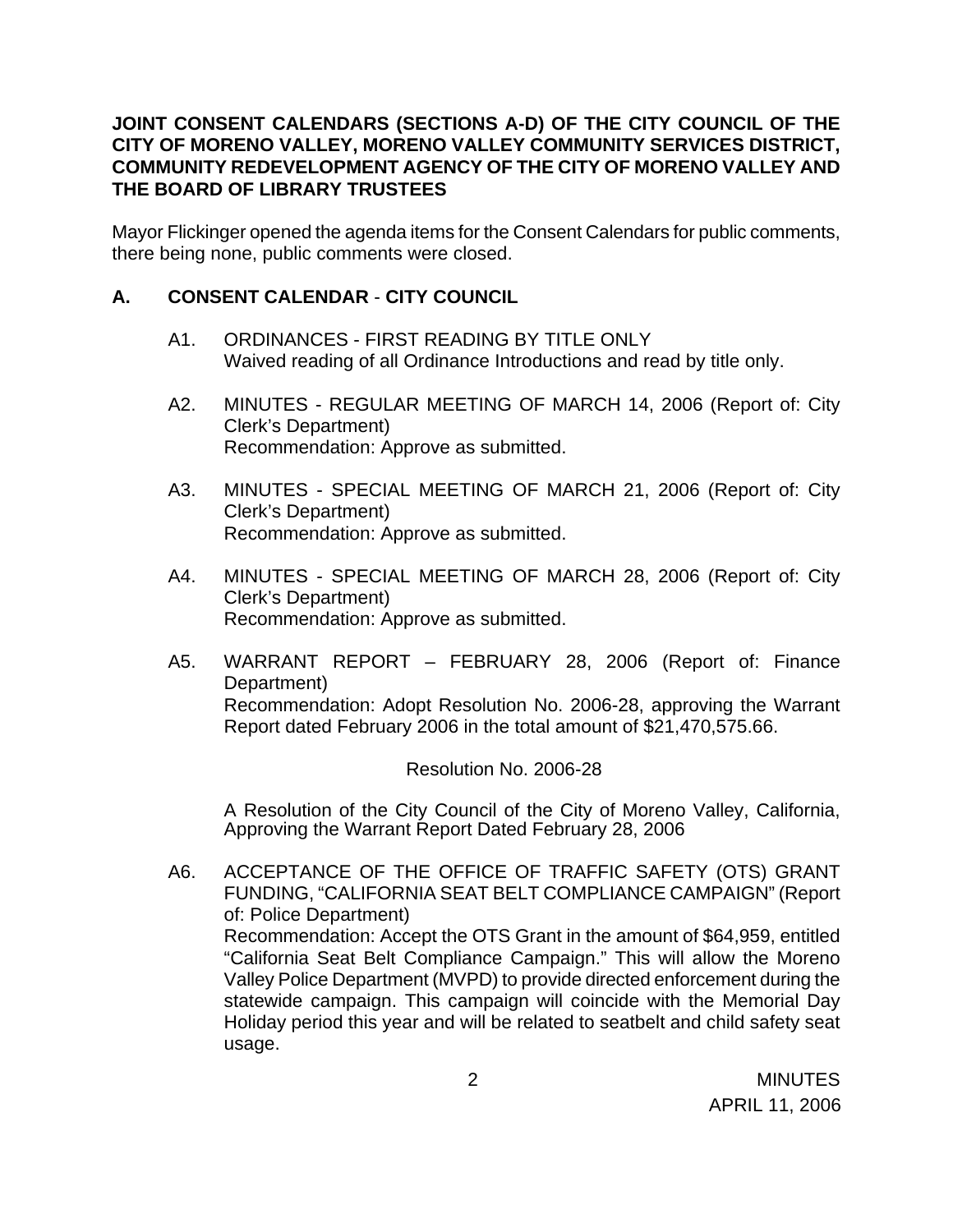**JOINT CONSENT CALENDARS (SECTIONS A-D) OF THE CITY COUNCIL OF THE CITY OF MORENO VALLEY, MORENO VALLEY COMMUNITY SERVICES DISTRICT, COMMUNITY REDEVELOPMENT AGENCY OF THE CITY OF MORENO VALLEY AND THE BOARD OF LIBRARY TRUSTEES**

Mayor Flickinger opened the agenda items for the Consent Calendars for public comments, there being none, public comments were closed.

## A. CONSENT CALENDAR - CITY COUNCIL

A1. ORDINANCES - FIRST READING BY TITLE ONLY
Waived reading of all Ordinance Introductions and read by title only.

A2. MINUTES - REGULAR MEETING OF MARCH 14, 2006 (Report of: City Clerk's Department)
Recommendation: Approve as submitted.

A3. MINUTES - SPECIAL MEETING OF MARCH 21, 2006 (Report of: City Clerk's Department)
Recommendation: Approve as submitted.

A4. MINUTES - SPECIAL MEETING OF MARCH 28, 2006 (Report of: City Clerk's Department)
Recommendation: Approve as submitted.

A5. WARRANT REPORT – FEBRUARY 28, 2006 (Report of: Finance Department)
Recommendation: Adopt Resolution No. 2006-28, approving the Warrant Report dated February 2006 in the total amount of $21,470,575.66.

Resolution No. 2006-28

A Resolution of the City Council of the City of Moreno Valley, California, Approving the Warrant Report Dated February 28, 2006

A6. ACCEPTANCE OF THE OFFICE OF TRAFFIC SAFETY (OTS) GRANT FUNDING, "CALIFORNIA SEAT BELT COMPLIANCE CAMPAIGN" (Report of: Police Department)
Recommendation: Accept the OTS Grant in the amount of $64,959, entitled "California Seat Belt Compliance Campaign." This will allow the Moreno Valley Police Department (MVPD) to provide directed enforcement during the statewide campaign. This campaign will coincide with the Memorial Day Holiday period this year and will be related to seatbelt and child safety seat usage.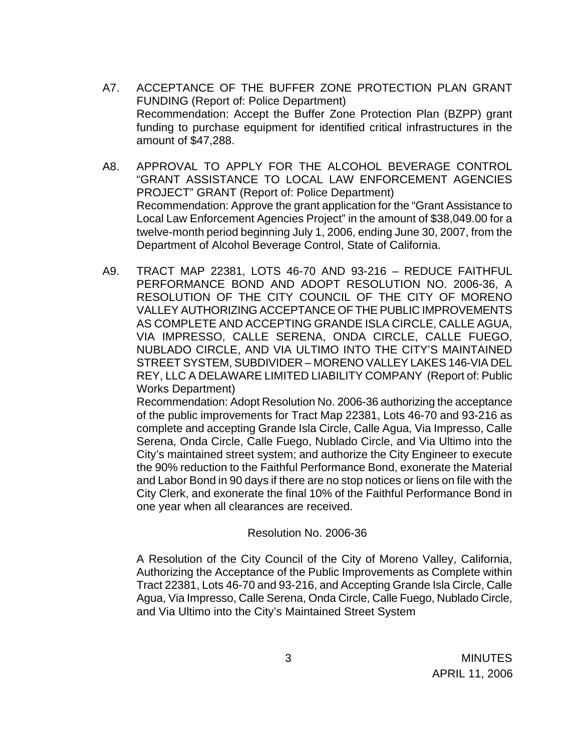A7. ACCEPTANCE OF THE BUFFER ZONE PROTECTION PLAN GRANT FUNDING (Report of: Police Department)
Recommendation: Accept the Buffer Zone Protection Plan (BZPP) grant funding to purchase equipment for identified critical infrastructures in the amount of $47,288.

A8. APPROVAL TO APPLY FOR THE ALCOHOL BEVERAGE CONTROL "GRANT ASSISTANCE TO LOCAL LAW ENFORCEMENT AGENCIES PROJECT" GRANT (Report of: Police Department)
Recommendation: Approve the grant application for the "Grant Assistance to Local Law Enforcement Agencies Project" in the amount of $38,049.00 for a twelve-month period beginning July 1, 2006, ending June 30, 2007, from the Department of Alcohol Beverage Control, State of California.

A9. TRACT MAP 22381, LOTS 46-70 AND 93-216 – REDUCE FAITHFUL PERFORMANCE BOND AND ADOPT RESOLUTION NO. 2006-36, A RESOLUTION OF THE CITY COUNCIL OF THE CITY OF MORENO VALLEY AUTHORIZING ACCEPTANCE OF THE PUBLIC IMPROVEMENTS AS COMPLETE AND ACCEPTING GRANDE ISLA CIRCLE, CALLE AGUA, VIA IMPRESSO, CALLE SERENA, ONDA CIRCLE, CALLE FUEGO, NUBLADO CIRCLE, AND VIA ULTIMO INTO THE CITY'S MAINTAINED STREET SYSTEM, SUBDIVIDER – MORENO VALLEY LAKES 146-VIA DEL REY, LLC A DELAWARE LIMITED LIABILITY COMPANY (Report of: Public Works Department)
Recommendation: Adopt Resolution No. 2006-36 authorizing the acceptance of the public improvements for Tract Map 22381, Lots 46-70 and 93-216 as complete and accepting Grande Isla Circle, Calle Agua, Via Impresso, Calle Serena, Onda Circle, Calle Fuego, Nublado Circle, and Via Ultimo into the City's maintained street system; and authorize the City Engineer to execute the 90% reduction to the Faithful Performance Bond, exonerate the Material and Labor Bond in 90 days if there are no stop notices or liens on file with the City Clerk, and exonerate the final 10% of the Faithful Performance Bond in one year when all clearances are received.

Resolution No. 2006-36

A Resolution of the City Council of the City of Moreno Valley, California, Authorizing the Acceptance of the Public Improvements as Complete within Tract 22381, Lots 46-70 and 93-216, and Accepting Grande Isla Circle, Calle Agua, Via Impresso, Calle Serena, Onda Circle, Calle Fuego, Nublado Circle, and Via Ultimo into the City's Maintained Street System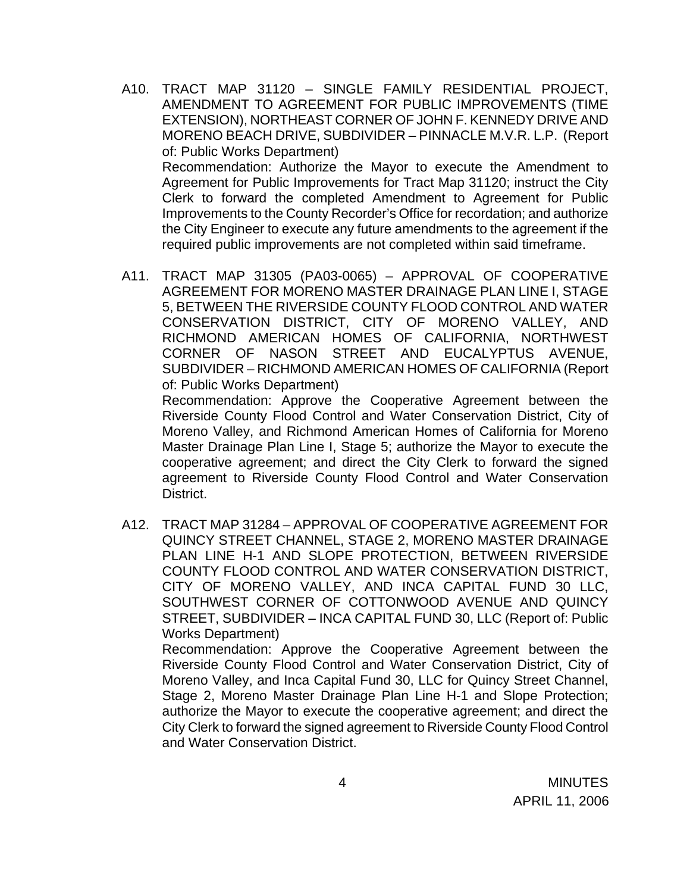A10. TRACT MAP 31120 – SINGLE FAMILY RESIDENTIAL PROJECT, AMENDMENT TO AGREEMENT FOR PUBLIC IMPROVEMENTS (TIME EXTENSION), NORTHEAST CORNER OF JOHN F. KENNEDY DRIVE AND MORENO BEACH DRIVE, SUBDIVIDER – PINNACLE M.V.R. L.P. (Report of: Public Works Department)

Recommendation: Authorize the Mayor to execute the Amendment to Agreement for Public Improvements for Tract Map 31120; instruct the City Clerk to forward the completed Amendment to Agreement for Public Improvements to the County Recorder's Office for recordation; and authorize the City Engineer to execute any future amendments to the agreement if the required public improvements are not completed within said timeframe.

A11. TRACT MAP 31305 (PA03-0065) – APPROVAL OF COOPERATIVE AGREEMENT FOR MORENO MASTER DRAINAGE PLAN LINE I, STAGE 5, BETWEEN THE RIVERSIDE COUNTY FLOOD CONTROL AND WATER CONSERVATION DISTRICT, CITY OF MORENO VALLEY, AND RICHMOND AMERICAN HOMES OF CALIFORNIA, NORTHWEST CORNER OF NASON STREET AND EUCALYPTUS AVENUE, SUBDIVIDER – RICHMOND AMERICAN HOMES OF CALIFORNIA (Report of: Public Works Department)

Recommendation: Approve the Cooperative Agreement between the Riverside County Flood Control and Water Conservation District, City of Moreno Valley, and Richmond American Homes of California for Moreno Master Drainage Plan Line I, Stage 5; authorize the Mayor to execute the cooperative agreement; and direct the City Clerk to forward the signed agreement to Riverside County Flood Control and Water Conservation District.

A12. TRACT MAP 31284 – APPROVAL OF COOPERATIVE AGREEMENT FOR QUINCY STREET CHANNEL, STAGE 2, MORENO MASTER DRAINAGE PLAN LINE H-1 AND SLOPE PROTECTION, BETWEEN RIVERSIDE COUNTY FLOOD CONTROL AND WATER CONSERVATION DISTRICT, CITY OF MORENO VALLEY, AND INCA CAPITAL FUND 30 LLC, SOUTHWEST CORNER OF COTTONWOOD AVENUE AND QUINCY STREET, SUBDIVIDER – INCA CAPITAL FUND 30, LLC (Report of: Public Works Department)

Recommendation: Approve the Cooperative Agreement between the Riverside County Flood Control and Water Conservation District, City of Moreno Valley, and Inca Capital Fund 30, LLC for Quincy Street Channel, Stage 2, Moreno Master Drainage Plan Line H-1 and Slope Protection; authorize the Mayor to execute the cooperative agreement; and direct the City Clerk to forward the signed agreement to Riverside County Flood Control and Water Conservation District.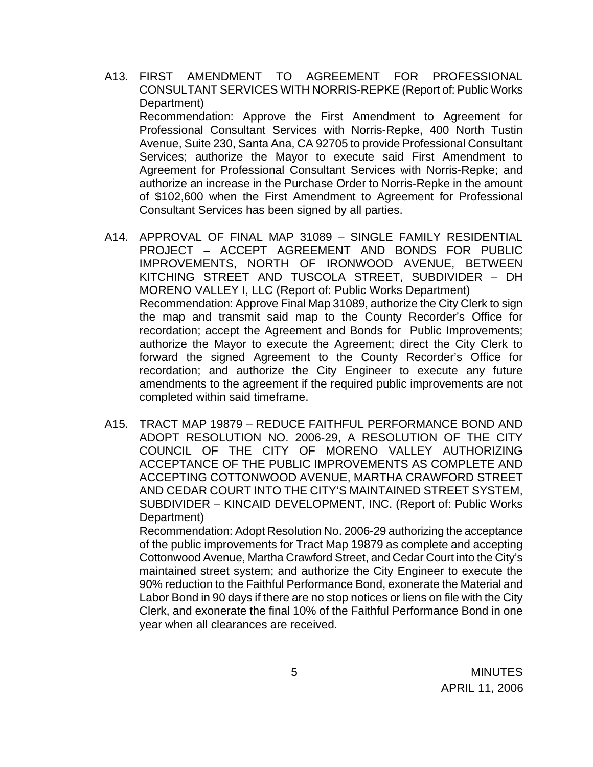A13. FIRST AMENDMENT TO AGREEMENT FOR PROFESSIONAL CONSULTANT SERVICES WITH NORRIS-REPKE (Report of: Public Works Department)

Recommendation: Approve the First Amendment to Agreement for Professional Consultant Services with Norris-Repke, 400 North Tustin Avenue, Suite 230, Santa Ana, CA 92705 to provide Professional Consultant Services; authorize the Mayor to execute said First Amendment to Agreement for Professional Consultant Services with Norris-Repke; and authorize an increase in the Purchase Order to Norris-Repke in the amount of $102,600 when the First Amendment to Agreement for Professional Consultant Services has been signed by all parties.

A14. APPROVAL OF FINAL MAP 31089 – SINGLE FAMILY RESIDENTIAL PROJECT – ACCEPT AGREEMENT AND BONDS FOR PUBLIC IMPROVEMENTS, NORTH OF IRONWOOD AVENUE, BETWEEN KITCHING STREET AND TUSCOLA STREET, SUBDIVIDER – DH MORENO VALLEY I, LLC (Report of: Public Works Department)

Recommendation: Approve Final Map 31089, authorize the City Clerk to sign the map and transmit said map to the County Recorder's Office for recordation; accept the Agreement and Bonds for Public Improvements; authorize the Mayor to execute the Agreement; direct the City Clerk to forward the signed Agreement to the County Recorder's Office for recordation; and authorize the City Engineer to execute any future amendments to the agreement if the required public improvements are not completed within said timeframe.

A15. TRACT MAP 19879 – REDUCE FAITHFUL PERFORMANCE BOND AND ADOPT RESOLUTION NO. 2006-29, A RESOLUTION OF THE CITY COUNCIL OF THE CITY OF MORENO VALLEY AUTHORIZING ACCEPTANCE OF THE PUBLIC IMPROVEMENTS AS COMPLETE AND ACCEPTING COTTONWOOD AVENUE, MARTHA CRAWFORD STREET AND CEDAR COURT INTO THE CITY'S MAINTAINED STREET SYSTEM, SUBDIVIDER – KINCAID DEVELOPMENT, INC. (Report of: Public Works Department)

Recommendation: Adopt Resolution No. 2006-29 authorizing the acceptance of the public improvements for Tract Map 19879 as complete and accepting Cottonwood Avenue, Martha Crawford Street, and Cedar Court into the City's maintained street system; and authorize the City Engineer to execute the 90% reduction to the Faithful Performance Bond, exonerate the Material and Labor Bond in 90 days if there are no stop notices or liens on file with the City Clerk, and exonerate the final 10% of the Faithful Performance Bond in one year when all clearances are received.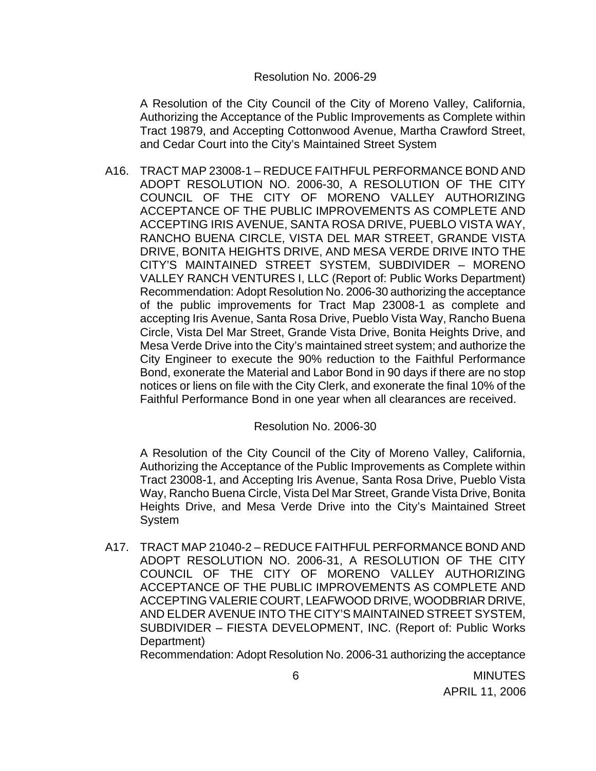Resolution No. 2006-29

A Resolution of the City Council of the City of Moreno Valley, California, Authorizing the Acceptance of the Public Improvements as Complete within Tract 19879, and Accepting Cottonwood Avenue, Martha Crawford Street, and Cedar Court into the City's Maintained Street System

A16. TRACT MAP 23008-1 – REDUCE FAITHFUL PERFORMANCE BOND AND ADOPT RESOLUTION NO. 2006-30, A RESOLUTION OF THE CITY COUNCIL OF THE CITY OF MORENO VALLEY AUTHORIZING ACCEPTANCE OF THE PUBLIC IMPROVEMENTS AS COMPLETE AND ACCEPTING IRIS AVENUE, SANTA ROSA DRIVE, PUEBLO VISTA WAY, RANCHO BUENA CIRCLE, VISTA DEL MAR STREET, GRANDE VISTA DRIVE, BONITA HEIGHTS DRIVE, AND MESA VERDE DRIVE INTO THE CITY'S MAINTAINED STREET SYSTEM, SUBDIVIDER – MORENO VALLEY RANCH VENTURES I, LLC (Report of: Public Works Department)
Recommendation: Adopt Resolution No. 2006-30 authorizing the acceptance of the public improvements for Tract Map 23008-1 as complete and accepting Iris Avenue, Santa Rosa Drive, Pueblo Vista Way, Rancho Buena Circle, Vista Del Mar Street, Grande Vista Drive, Bonita Heights Drive, and Mesa Verde Drive into the City's maintained street system; and authorize the City Engineer to execute the 90% reduction to the Faithful Performance Bond, exonerate the Material and Labor Bond in 90 days if there are no stop notices or liens on file with the City Clerk, and exonerate the final 10% of the Faithful Performance Bond in one year when all clearances are received.

Resolution No. 2006-30

A Resolution of the City Council of the City of Moreno Valley, California, Authorizing the Acceptance of the Public Improvements as Complete within Tract 23008-1, and Accepting Iris Avenue, Santa Rosa Drive, Pueblo Vista Way, Rancho Buena Circle, Vista Del Mar Street, Grande Vista Drive, Bonita Heights Drive, and Mesa Verde Drive into the City's Maintained Street System

A17. TRACT MAP 21040-2 – REDUCE FAITHFUL PERFORMANCE BOND AND ADOPT RESOLUTION NO. 2006-31, A RESOLUTION OF THE CITY COUNCIL OF THE CITY OF MORENO VALLEY AUTHORIZING ACCEPTANCE OF THE PUBLIC IMPROVEMENTS AS COMPLETE AND ACCEPTING VALERIE COURT, LEAFWOOD DRIVE, WOODBRIAR DRIVE, AND ELDER AVENUE INTO THE CITY'S MAINTAINED STREET SYSTEM, SUBDIVIDER – FIESTA DEVELOPMENT, INC. (Report of: Public Works Department)
Recommendation: Adopt Resolution No. 2006-31 authorizing the acceptance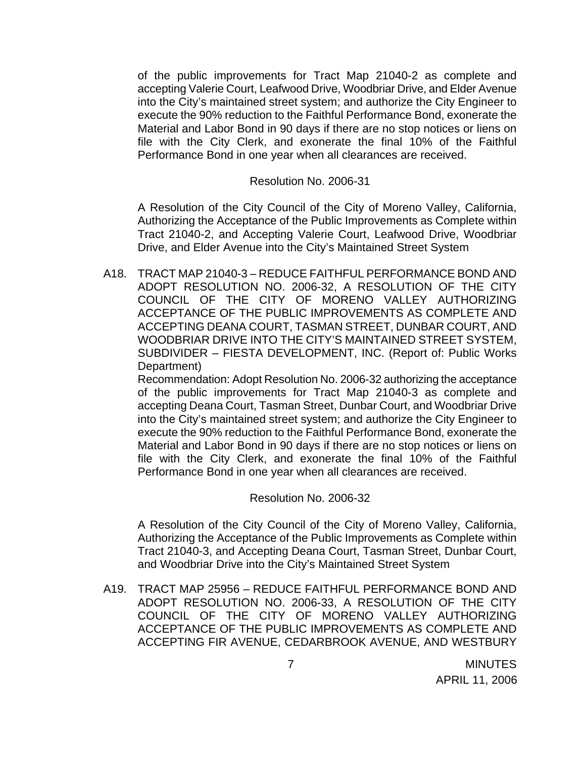of the public improvements for Tract Map 21040-2 as complete and accepting Valerie Court, Leafwood Drive, Woodbriar Drive, and Elder Avenue into the City's maintained street system; and authorize the City Engineer to execute the 90% reduction to the Faithful Performance Bond, exonerate the Material and Labor Bond in 90 days if there are no stop notices or liens on file with the City Clerk, and exonerate the final 10% of the Faithful Performance Bond in one year when all clearances are received.

Resolution No. 2006-31

A Resolution of the City Council of the City of Moreno Valley, California, Authorizing the Acceptance of the Public Improvements as Complete within Tract 21040-2, and Accepting Valerie Court, Leafwood Drive, Woodbriar Drive, and Elder Avenue into the City's Maintained Street System

A18. TRACT MAP 21040-3 – REDUCE FAITHFUL PERFORMANCE BOND AND ADOPT RESOLUTION NO. 2006-32, A RESOLUTION OF THE CITY COUNCIL OF THE CITY OF MORENO VALLEY AUTHORIZING ACCEPTANCE OF THE PUBLIC IMPROVEMENTS AS COMPLETE AND ACCEPTING DEANA COURT, TASMAN STREET, DUNBAR COURT, AND WOODBRIAR DRIVE INTO THE CITY'S MAINTAINED STREET SYSTEM, SUBDIVIDER – FIESTA DEVELOPMENT, INC. (Report of: Public Works Department)

Recommendation: Adopt Resolution No. 2006-32 authorizing the acceptance of the public improvements for Tract Map 21040-3 as complete and accepting Deana Court, Tasman Street, Dunbar Court, and Woodbriar Drive into the City's maintained street system; and authorize the City Engineer to execute the 90% reduction to the Faithful Performance Bond, exonerate the Material and Labor Bond in 90 days if there are no stop notices or liens on file with the City Clerk, and exonerate the final 10% of the Faithful Performance Bond in one year when all clearances are received.

Resolution No. 2006-32

A Resolution of the City Council of the City of Moreno Valley, California, Authorizing the Acceptance of the Public Improvements as Complete within Tract 21040-3, and Accepting Deana Court, Tasman Street, Dunbar Court, and Woodbriar Drive into the City's Maintained Street System

A19. TRACT MAP 25956 – REDUCE FAITHFUL PERFORMANCE BOND AND ADOPT RESOLUTION NO. 2006-33, A RESOLUTION OF THE CITY COUNCIL OF THE CITY OF MORENO VALLEY AUTHORIZING ACCEPTANCE OF THE PUBLIC IMPROVEMENTS AS COMPLETE AND ACCEPTING FIR AVENUE, CEDARBROOK AVENUE, AND WESTBURY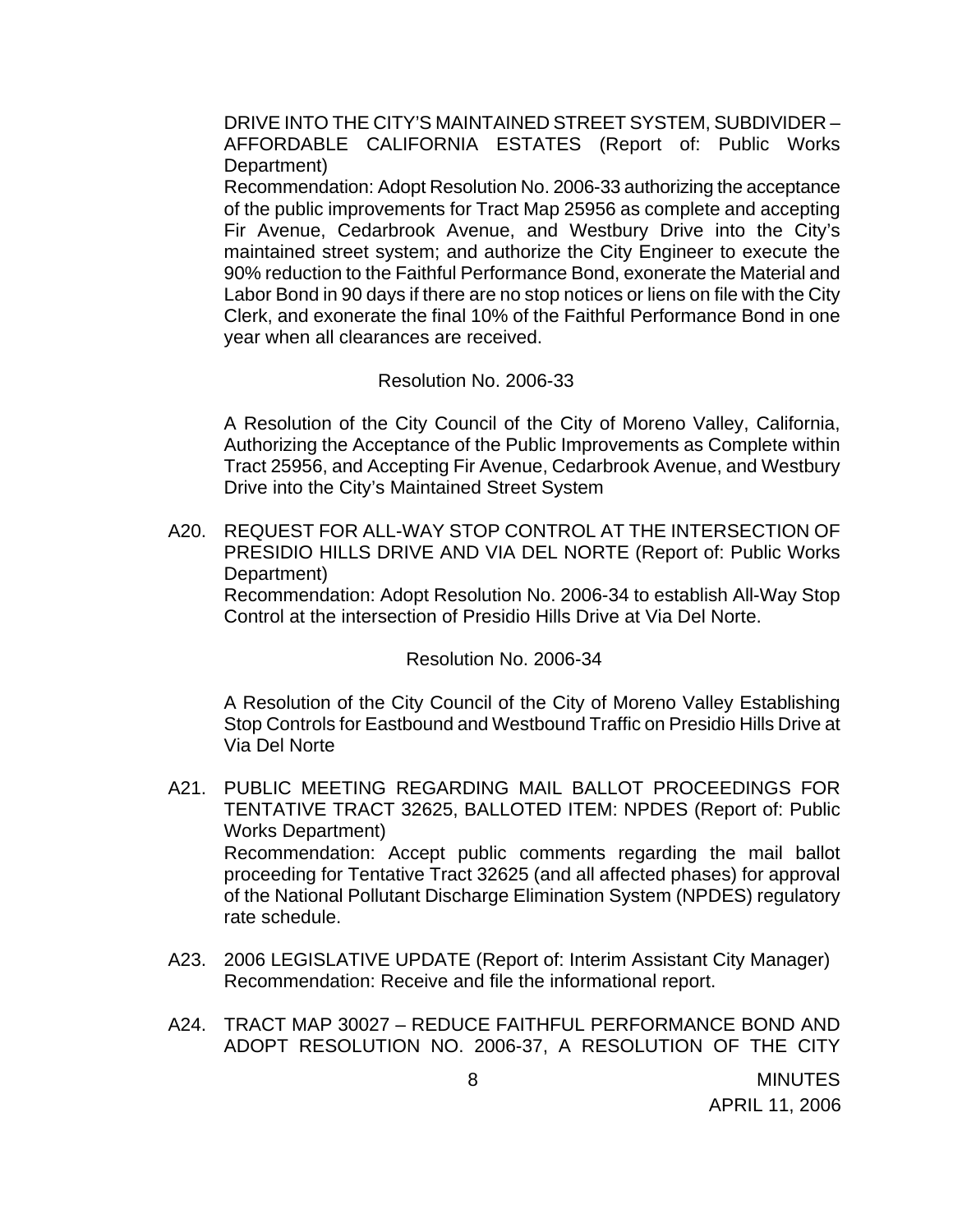DRIVE INTO THE CITY'S MAINTAINED STREET SYSTEM, SUBDIVIDER – AFFORDABLE CALIFORNIA ESTATES (Report of: Public Works Department)

Recommendation: Adopt Resolution No. 2006-33 authorizing the acceptance of the public improvements for Tract Map 25956 as complete and accepting Fir Avenue, Cedarbrook Avenue, and Westbury Drive into the City's maintained street system; and authorize the City Engineer to execute the 90% reduction to the Faithful Performance Bond, exonerate the Material and Labor Bond in 90 days if there are no stop notices or liens on file with the City Clerk, and exonerate the final 10% of the Faithful Performance Bond in one year when all clearances are received.

Resolution No. 2006-33

A Resolution of the City Council of the City of Moreno Valley, California, Authorizing the Acceptance of the Public Improvements as Complete within Tract 25956, and Accepting Fir Avenue, Cedarbrook Avenue, and Westbury Drive into the City's Maintained Street System

A20. REQUEST FOR ALL-WAY STOP CONTROL AT THE INTERSECTION OF PRESIDIO HILLS DRIVE AND VIA DEL NORTE (Report of: Public Works Department)

Recommendation: Adopt Resolution No. 2006-34 to establish All-Way Stop Control at the intersection of Presidio Hills Drive at Via Del Norte.

Resolution No. 2006-34

A Resolution of the City Council of the City of Moreno Valley Establishing Stop Controls for Eastbound and Westbound Traffic on Presidio Hills Drive at Via Del Norte

A21. PUBLIC MEETING REGARDING MAIL BALLOT PROCEEDINGS FOR TENTATIVE TRACT 32625, BALLOTED ITEM: NPDES (Report of: Public Works Department)

Recommendation: Accept public comments regarding the mail ballot proceeding for Tentative Tract 32625 (and all affected phases) for approval of the National Pollutant Discharge Elimination System (NPDES) regulatory rate schedule.

A23. 2006 LEGISLATIVE UPDATE (Report of: Interim Assistant City Manager)

Recommendation: Receive and file the informational report.

A24. TRACT MAP 30027 – REDUCE FAITHFUL PERFORMANCE BOND AND ADOPT RESOLUTION NO. 2006-37, A RESOLUTION OF THE CITY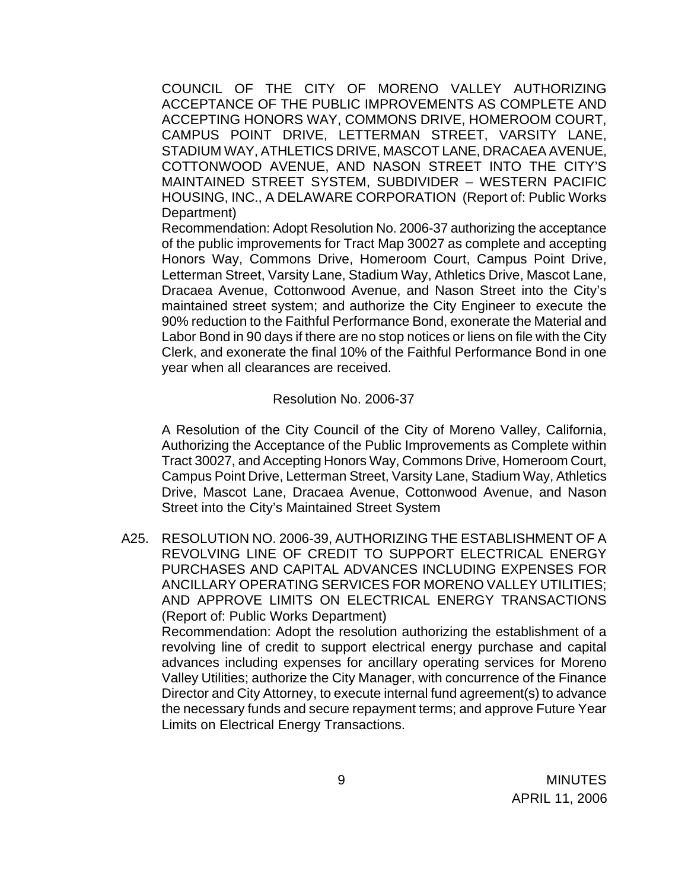COUNCIL OF THE CITY OF MORENO VALLEY AUTHORIZING ACCEPTANCE OF THE PUBLIC IMPROVEMENTS AS COMPLETE AND ACCEPTING HONORS WAY, COMMONS DRIVE, HOMEROOM COURT, CAMPUS POINT DRIVE, LETTERMAN STREET, VARSITY LANE, STADIUM WAY, ATHLETICS DRIVE, MASCOT LANE, DRACAEA AVENUE, COTTONWOOD AVENUE, AND NASON STREET INTO THE CITY'S MAINTAINED STREET SYSTEM, SUBDIVIDER – WESTERN PACIFIC HOUSING, INC., A DELAWARE CORPORATION (Report of: Public Works Department)

Recommendation: Adopt Resolution No. 2006-37 authorizing the acceptance of the public improvements for Tract Map 30027 as complete and accepting Honors Way, Commons Drive, Homeroom Court, Campus Point Drive, Letterman Street, Varsity Lane, Stadium Way, Athletics Drive, Mascot Lane, Dracaea Avenue, Cottonwood Avenue, and Nason Street into the City's maintained street system; and authorize the City Engineer to execute the 90% reduction to the Faithful Performance Bond, exonerate the Material and Labor Bond in 90 days if there are no stop notices or liens on file with the City Clerk, and exonerate the final 10% of the Faithful Performance Bond in one year when all clearances are received.

Resolution No. 2006-37

A Resolution of the City Council of the City of Moreno Valley, California, Authorizing the Acceptance of the Public Improvements as Complete within Tract 30027, and Accepting Honors Way, Commons Drive, Homeroom Court, Campus Point Drive, Letterman Street, Varsity Lane, Stadium Way, Athletics Drive, Mascot Lane, Dracaea Avenue, Cottonwood Avenue, and Nason Street into the City's Maintained Street System

A25. RESOLUTION NO. 2006-39, AUTHORIZING THE ESTABLISHMENT OF A REVOLVING LINE OF CREDIT TO SUPPORT ELECTRICAL ENERGY PURCHASES AND CAPITAL ADVANCES INCLUDING EXPENSES FOR ANCILLARY OPERATING SERVICES FOR MORENO VALLEY UTILITIES; AND APPROVE LIMITS ON ELECTRICAL ENERGY TRANSACTIONS (Report of: Public Works Department)

Recommendation: Adopt the resolution authorizing the establishment of a revolving line of credit to support electrical energy purchase and capital advances including expenses for ancillary operating services for Moreno Valley Utilities; authorize the City Manager, with concurrence of the Finance Director and City Attorney, to execute internal fund agreement(s) to advance the necessary funds and secure repayment terms; and approve Future Year Limits on Electrical Energy Transactions.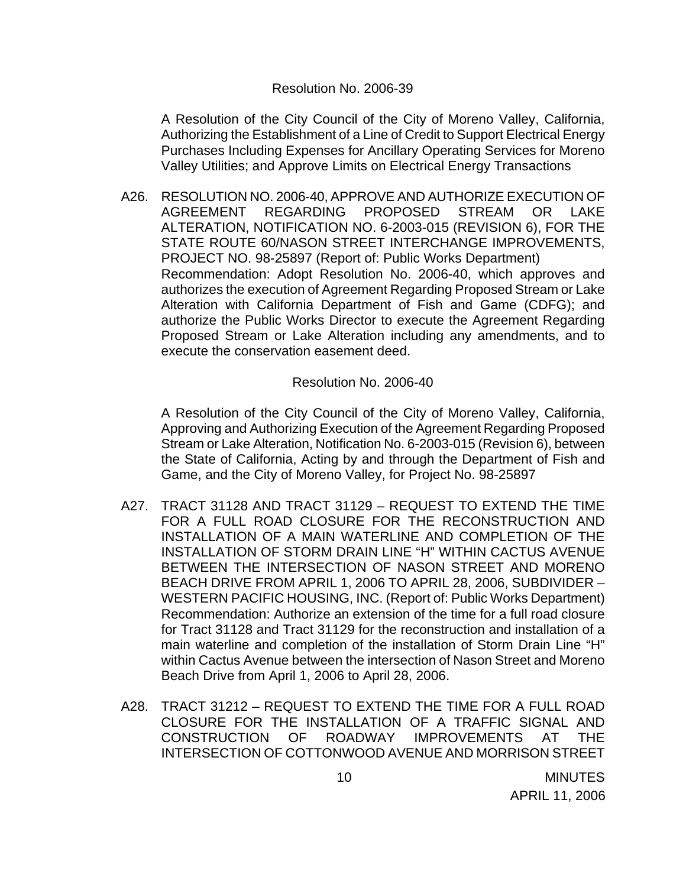Resolution No. 2006-39

A Resolution of the City Council of the City of Moreno Valley, California, Authorizing the Establishment of a Line of Credit to Support Electrical Energy Purchases Including Expenses for Ancillary Operating Services for Moreno Valley Utilities; and Approve Limits on Electrical Energy Transactions

A26. RESOLUTION NO. 2006-40, APPROVE AND AUTHORIZE EXECUTION OF AGREEMENT REGARDING PROPOSED STREAM OR LAKE ALTERATION, NOTIFICATION NO. 6-2003-015 (REVISION 6), FOR THE STATE ROUTE 60/NASON STREET INTERCHANGE IMPROVEMENTS, PROJECT NO. 98-25897 (Report of: Public Works Department)
Recommendation: Adopt Resolution No. 2006-40, which approves and authorizes the execution of Agreement Regarding Proposed Stream or Lake Alteration with California Department of Fish and Game (CDFG); and authorize the Public Works Director to execute the Agreement Regarding Proposed Stream or Lake Alteration including any amendments, and to execute the conservation easement deed.

Resolution No. 2006-40

A Resolution of the City Council of the City of Moreno Valley, California, Approving and Authorizing Execution of the Agreement Regarding Proposed Stream or Lake Alteration, Notification No. 6-2003-015 (Revision 6), between the State of California, Acting by and through the Department of Fish and Game, and the City of Moreno Valley, for Project No. 98-25897

A27. TRACT 31128 AND TRACT 31129 – REQUEST TO EXTEND THE TIME FOR A FULL ROAD CLOSURE FOR THE RECONSTRUCTION AND INSTALLATION OF A MAIN WATERLINE AND COMPLETION OF THE INSTALLATION OF STORM DRAIN LINE "H" WITHIN CACTUS AVENUE BETWEEN THE INTERSECTION OF NASON STREET AND MORENO BEACH DRIVE FROM APRIL 1, 2006 TO APRIL 28, 2006, SUBDIVIDER – WESTERN PACIFIC HOUSING, INC. (Report of: Public Works Department)
Recommendation: Authorize an extension of the time for a full road closure for Tract 31128 and Tract 31129 for the reconstruction and installation of a main waterline and completion of the installation of Storm Drain Line "H" within Cactus Avenue between the intersection of Nason Street and Moreno Beach Drive from April 1, 2006 to April 28, 2006.

A28. TRACT 31212 – REQUEST TO EXTEND THE TIME FOR A FULL ROAD CLOSURE FOR THE INSTALLATION OF A TRAFFIC SIGNAL AND CONSTRUCTION OF ROADWAY IMPROVEMENTS AT THE INTERSECTION OF COTTONWOOD AVENUE AND MORRISON STREET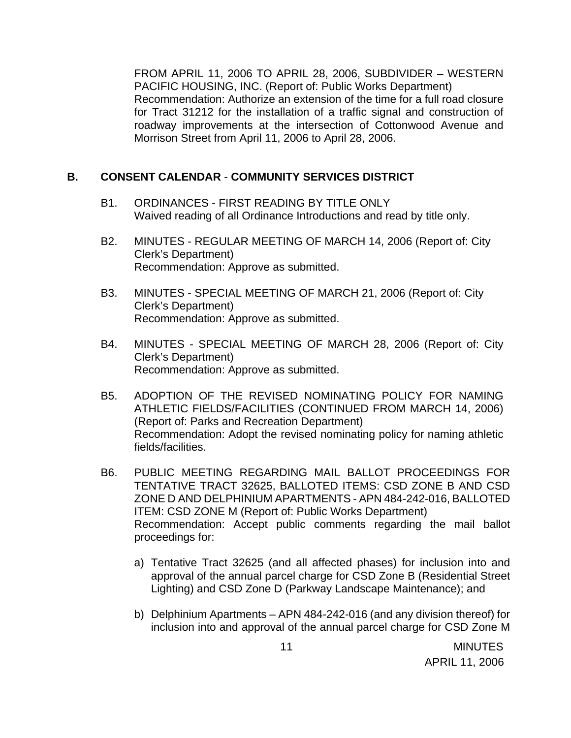FROM APRIL 11, 2006 TO APRIL 28, 2006, SUBDIVIDER – WESTERN PACIFIC HOUSING, INC. (Report of: Public Works Department)
Recommendation: Authorize an extension of the time for a full road closure for Tract 31212 for the installation of a traffic signal and construction of roadway improvements at the intersection of Cottonwood Avenue and Morrison Street from April 11, 2006 to April 28, 2006.

## B. CONSENT CALENDAR - COMMUNITY SERVICES DISTRICT

B1. ORDINANCES - FIRST READING BY TITLE ONLY
Waived reading of all Ordinance Introductions and read by title only.

B2. MINUTES - REGULAR MEETING OF MARCH 14, 2006 (Report of: City Clerk's Department)
Recommendation: Approve as submitted.

B3. MINUTES - SPECIAL MEETING OF MARCH 21, 2006 (Report of: City Clerk's Department)
Recommendation: Approve as submitted.

B4. MINUTES - SPECIAL MEETING OF MARCH 28, 2006 (Report of: City Clerk's Department)
Recommendation: Approve as submitted.

B5. ADOPTION OF THE REVISED NOMINATING POLICY FOR NAMING ATHLETIC FIELDS/FACILITIES (CONTINUED FROM MARCH 14, 2006) (Report of: Parks and Recreation Department)
Recommendation: Adopt the revised nominating policy for naming athletic fields/facilities.

B6. PUBLIC MEETING REGARDING MAIL BALLOT PROCEEDINGS FOR TENTATIVE TRACT 32625, BALLOTED ITEMS: CSD ZONE B AND CSD ZONE D AND DELPHINIUM APARTMENTS - APN 484-242-016, BALLOTED ITEM: CSD ZONE M (Report of: Public Works Department)
Recommendation: Accept public comments regarding the mail ballot proceedings for:

a) Tentative Tract 32625 (and all affected phases) for inclusion into and approval of the annual parcel charge for CSD Zone B (Residential Street Lighting) and CSD Zone D (Parkway Landscape Maintenance); and

b) Delphinium Apartments – APN 484-242-016 (and any division thereof) for inclusion into and approval of the annual parcel charge for CSD Zone M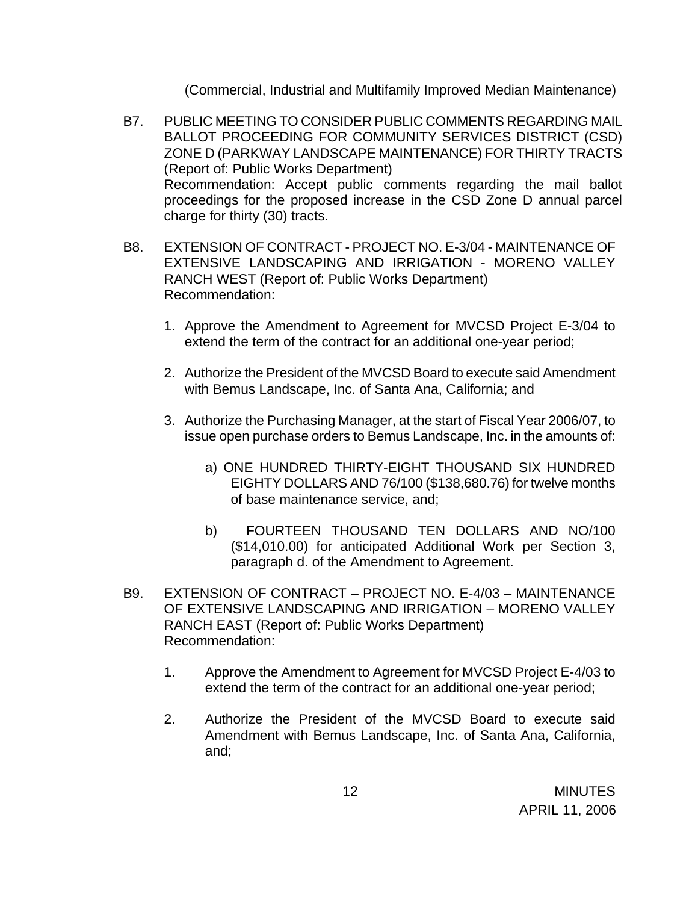(Commercial, Industrial and Multifamily Improved Median Maintenance)

B7. PUBLIC MEETING TO CONSIDER PUBLIC COMMENTS REGARDING MAIL BALLOT PROCEEDING FOR COMMUNITY SERVICES DISTRICT (CSD) ZONE D (PARKWAY LANDSCAPE MAINTENANCE) FOR THIRTY TRACTS (Report of: Public Works Department)
Recommendation: Accept public comments regarding the mail ballot proceedings for the proposed increase in the CSD Zone D annual parcel charge for thirty (30) tracts.

B8. EXTENSION OF CONTRACT - PROJECT NO. E-3/04 - MAINTENANCE OF EXTENSIVE LANDSCAPING AND IRRIGATION - MORENO VALLEY RANCH WEST (Report of: Public Works Department)
Recommendation:

1. Approve the Amendment to Agreement for MVCSD Project E-3/04 to extend the term of the contract for an additional one-year period;

2. Authorize the President of the MVCSD Board to execute said Amendment with Bemus Landscape, Inc. of Santa Ana, California; and

3. Authorize the Purchasing Manager, at the start of Fiscal Year 2006/07, to issue open purchase orders to Bemus Landscape, Inc. in the amounts of:

   a) ONE HUNDRED THIRTY-EIGHT THOUSAND SIX HUNDRED EIGHTY DOLLARS AND 76/100 ($138,680.76) for twelve months of base maintenance service, and;

   b) FOURTEEN THOUSAND TEN DOLLARS AND NO/100 ($14,010.00) for anticipated Additional Work per Section 3, paragraph d. of the Amendment to Agreement.

B9. EXTENSION OF CONTRACT – PROJECT NO. E-4/03 – MAINTENANCE OF EXTENSIVE LANDSCAPING AND IRRIGATION – MORENO VALLEY RANCH EAST (Report of: Public Works Department)
Recommendation:

1. Approve the Amendment to Agreement for MVCSD Project E-4/03 to extend the term of the contract for an additional one-year period;

2. Authorize the President of the MVCSD Board to execute said Amendment with Bemus Landscape, Inc. of Santa Ana, California, and;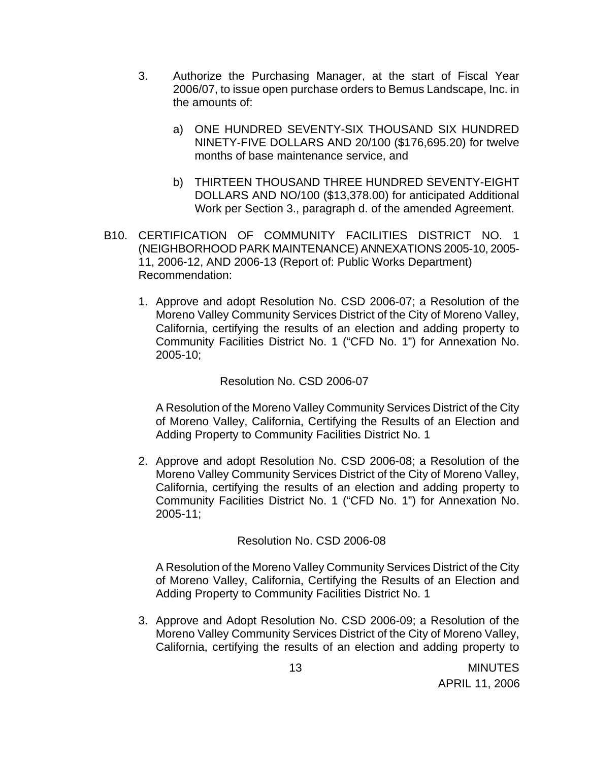3. Authorize the Purchasing Manager, at the start of Fiscal Year 2006/07, to issue open purchase orders to Bemus Landscape, Inc. in the amounts of:

   a) ONE HUNDRED SEVENTY-SIX THOUSAND SIX HUNDRED NINETY-FIVE DOLLARS AND 20/100 ($176,695.20) for twelve months of base maintenance service, and

   b) THIRTEEN THOUSAND THREE HUNDRED SEVENTY-EIGHT DOLLARS AND NO/100 ($13,378.00) for anticipated Additional Work per Section 3., paragraph d. of the amended Agreement.

B10. CERTIFICATION OF COMMUNITY FACILITIES DISTRICT NO. 1 (NEIGHBORHOOD PARK MAINTENANCE) ANNEXATIONS 2005-10, 2005-11, 2006-12, AND 2006-13 (Report of: Public Works Department) Recommendation:

1. Approve and adopt Resolution No. CSD 2006-07; a Resolution of the Moreno Valley Community Services District of the City of Moreno Valley, California, certifying the results of an election and adding property to Community Facilities District No. 1 ("CFD No. 1") for Annexation No. 2005-10;

   Resolution No. CSD 2006-07

   A Resolution of the Moreno Valley Community Services District of the City of Moreno Valley, California, Certifying the Results of an Election and Adding Property to Community Facilities District No. 1

2. Approve and adopt Resolution No. CSD 2006-08; a Resolution of the Moreno Valley Community Services District of the City of Moreno Valley, California, certifying the results of an election and adding property to Community Facilities District No. 1 ("CFD No. 1") for Annexation No. 2005-11;

   Resolution No. CSD 2006-08

   A Resolution of the Moreno Valley Community Services District of the City of Moreno Valley, California, Certifying the Results of an Election and Adding Property to Community Facilities District No. 1

3. Approve and Adopt Resolution No. CSD 2006-09; a Resolution of the Moreno Valley Community Services District of the City of Moreno Valley, California, certifying the results of an election and adding property to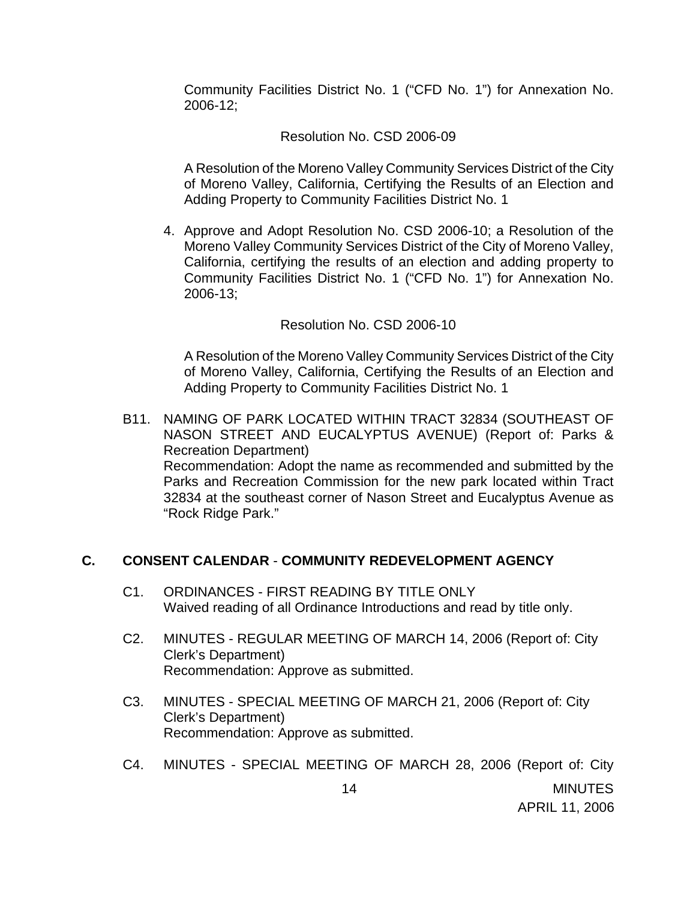Community Facilities District No. 1 ("CFD No. 1") for Annexation No. 2006-12;

Resolution No. CSD 2006-09

A Resolution of the Moreno Valley Community Services District of the City of Moreno Valley, California, Certifying the Results of an Election and Adding Property to Community Facilities District No. 1

4. Approve and Adopt Resolution No. CSD 2006-10; a Resolution of the Moreno Valley Community Services District of the City of Moreno Valley, California, certifying the results of an election and adding property to Community Facilities District No. 1 ("CFD No. 1") for Annexation No. 2006-13;

Resolution No. CSD 2006-10

A Resolution of the Moreno Valley Community Services District of the City of Moreno Valley, California, Certifying the Results of an Election and Adding Property to Community Facilities District No. 1

B11. NAMING OF PARK LOCATED WITHIN TRACT 32834 (SOUTHEAST OF NASON STREET AND EUCALYPTUS AVENUE) (Report of: Parks & Recreation Department)
Recommendation: Adopt the name as recommended and submitted by the Parks and Recreation Commission for the new park located within Tract 32834 at the southeast corner of Nason Street and Eucalyptus Avenue as "Rock Ridge Park."

## C. CONSENT CALENDAR - COMMUNITY REDEVELOPMENT AGENCY

C1. ORDINANCES - FIRST READING BY TITLE ONLY
Waived reading of all Ordinance Introductions and read by title only.

C2. MINUTES - REGULAR MEETING OF MARCH 14, 2006 (Report of: City Clerk's Department)
Recommendation: Approve as submitted.

C3. MINUTES - SPECIAL MEETING OF MARCH 21, 2006 (Report of: City Clerk's Department)
Recommendation: Approve as submitted.

C4. MINUTES - SPECIAL MEETING OF MARCH 28, 2006 (Report of: City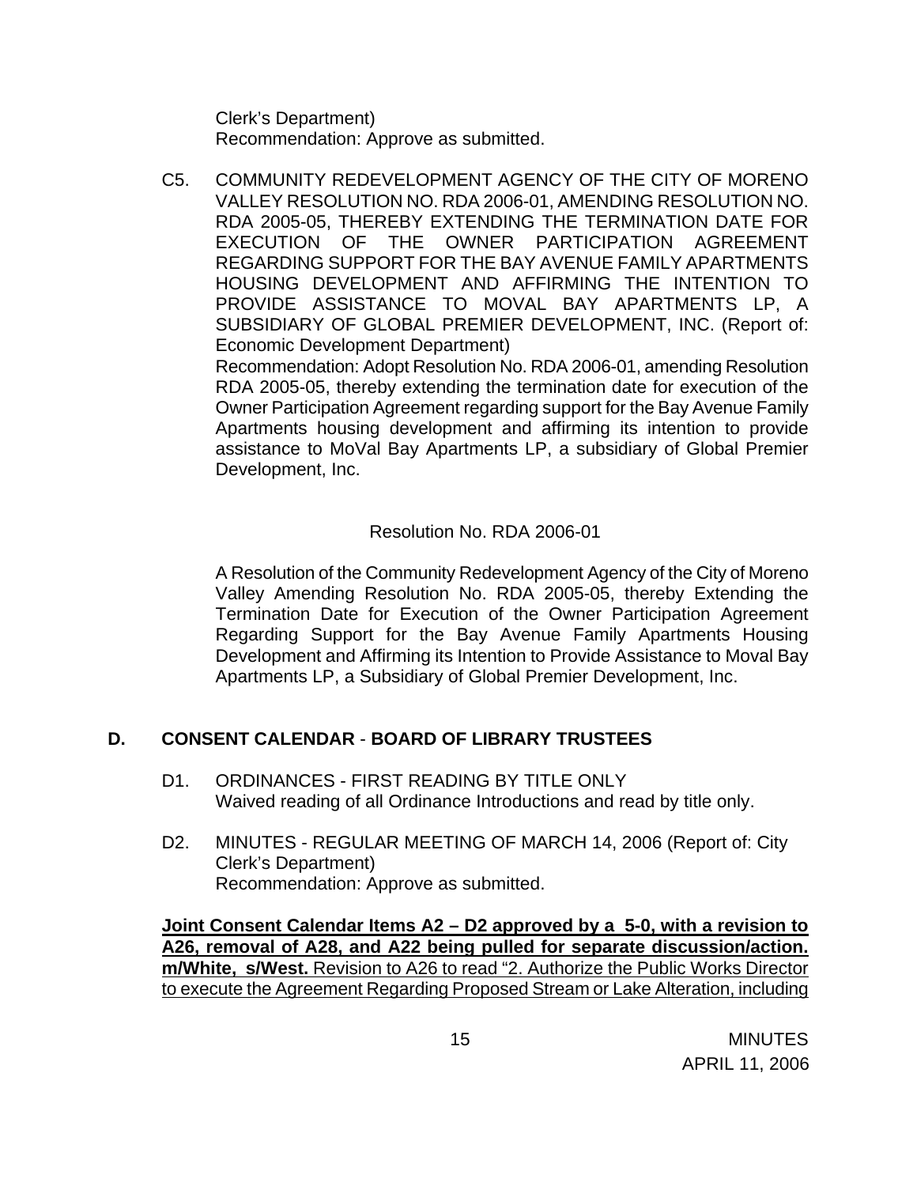Clerk's Department)
Recommendation: Approve as submitted.

C5. COMMUNITY REDEVELOPMENT AGENCY OF THE CITY OF MORENO VALLEY RESOLUTION NO. RDA 2006-01, AMENDING RESOLUTION NO. RDA 2005-05, THEREBY EXTENDING THE TERMINATION DATE FOR EXECUTION OF THE OWNER PARTICIPATION AGREEMENT REGARDING SUPPORT FOR THE BAY AVENUE FAMILY APARTMENTS HOUSING DEVELOPMENT AND AFFIRMING THE INTENTION TO PROVIDE ASSISTANCE TO MOVAL BAY APARTMENTS LP, A SUBSIDIARY OF GLOBAL PREMIER DEVELOPMENT, INC. (Report of: Economic Development Department)
Recommendation: Adopt Resolution No. RDA 2006-01, amending Resolution RDA 2005-05, thereby extending the termination date for execution of the Owner Participation Agreement regarding support for the Bay Avenue Family Apartments housing development and affirming its intention to provide assistance to MoVal Bay Apartments LP, a subsidiary of Global Premier Development, Inc.

Resolution No. RDA 2006-01

A Resolution of the Community Redevelopment Agency of the City of Moreno Valley Amending Resolution No. RDA 2005-05, thereby Extending the Termination Date for Execution of the Owner Participation Agreement Regarding Support for the Bay Avenue Family Apartments Housing Development and Affirming its Intention to Provide Assistance to Moval Bay Apartments LP, a Subsidiary of Global Premier Development, Inc.

## D. CONSENT CALENDAR - BOARD OF LIBRARY TRUSTEES

D1. ORDINANCES - FIRST READING BY TITLE ONLY
Waived reading of all Ordinance Introductions and read by title only.

D2. MINUTES - REGULAR MEETING OF MARCH 14, 2006 (Report of: City Clerk's Department)
Recommendation: Approve as submitted.

**Joint Consent Calendar Items A2 – D2 approved by a 5-0, with a revision to A26, removal of A28, and A22 being pulled for separate discussion/action. m/White, s/West.** Revision to A26 to read "2. Authorize the Public Works Director to execute the Agreement Regarding Proposed Stream or Lake Alteration, including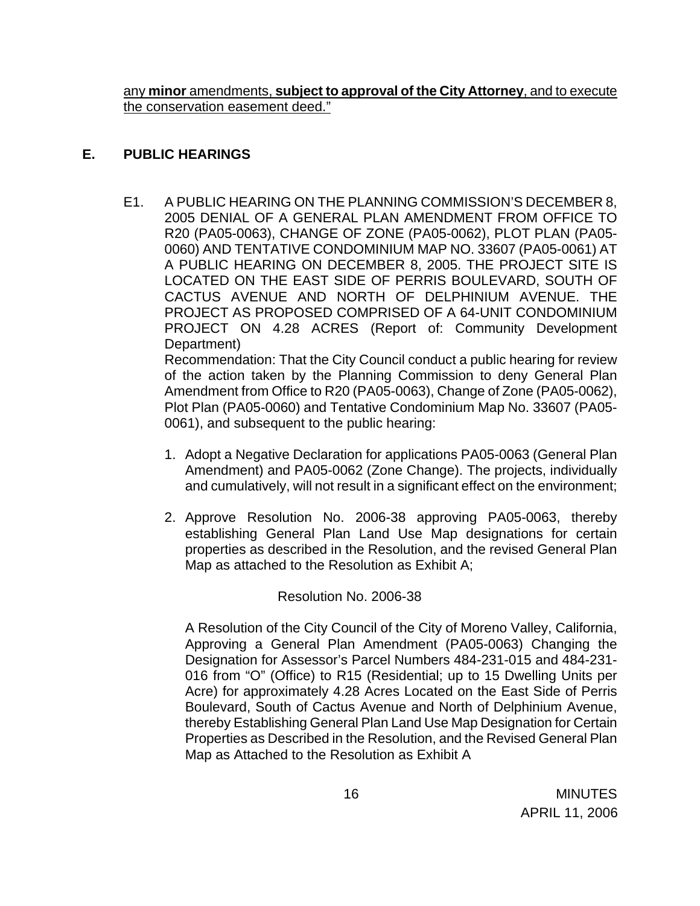any **minor** amendments, **subject to approval of the City Attorney**, and to execute the conservation easement deed."

## E. PUBLIC HEARINGS

E1. A PUBLIC HEARING ON THE PLANNING COMMISSION'S DECEMBER 8, 2005 DENIAL OF A GENERAL PLAN AMENDMENT FROM OFFICE TO R20 (PA05-0063), CHANGE OF ZONE (PA05-0062), PLOT PLAN (PA05-0060) AND TENTATIVE CONDOMINIUM MAP NO. 33607 (PA05-0061) AT A PUBLIC HEARING ON DECEMBER 8, 2005. THE PROJECT SITE IS LOCATED ON THE EAST SIDE OF PERRIS BOULEVARD, SOUTH OF CACTUS AVENUE AND NORTH OF DELPHINIUM AVENUE. THE PROJECT AS PROPOSED COMPRISED OF A 64-UNIT CONDOMINIUM PROJECT ON 4.28 ACRES (Report of: Community Development Department)

Recommendation: That the City Council conduct a public hearing for review of the action taken by the Planning Commission to deny General Plan Amendment from Office to R20 (PA05-0063), Change of Zone (PA05-0062), Plot Plan (PA05-0060) and Tentative Condominium Map No. 33607 (PA05-0061), and subsequent to the public hearing:

1. Adopt a Negative Declaration for applications PA05-0063 (General Plan Amendment) and PA05-0062 (Zone Change). The projects, individually and cumulatively, will not result in a significant effect on the environment;

2. Approve Resolution No. 2006-38 approving PA05-0063, thereby establishing General Plan Land Use Map designations for certain properties as described in the Resolution, and the revised General Plan Map as attached to the Resolution as Exhibit A;

Resolution No. 2006-38

A Resolution of the City Council of the City of Moreno Valley, California, Approving a General Plan Amendment (PA05-0063) Changing the Designation for Assessor's Parcel Numbers 484-231-015 and 484-231-016 from "O" (Office) to R15 (Residential; up to 15 Dwelling Units per Acre) for approximately 4.28 Acres Located on the East Side of Perris Boulevard, South of Cactus Avenue and North of Delphinium Avenue, thereby Establishing General Plan Land Use Map Designation for Certain Properties as Described in the Resolution, and the Revised General Plan Map as Attached to the Resolution as Exhibit A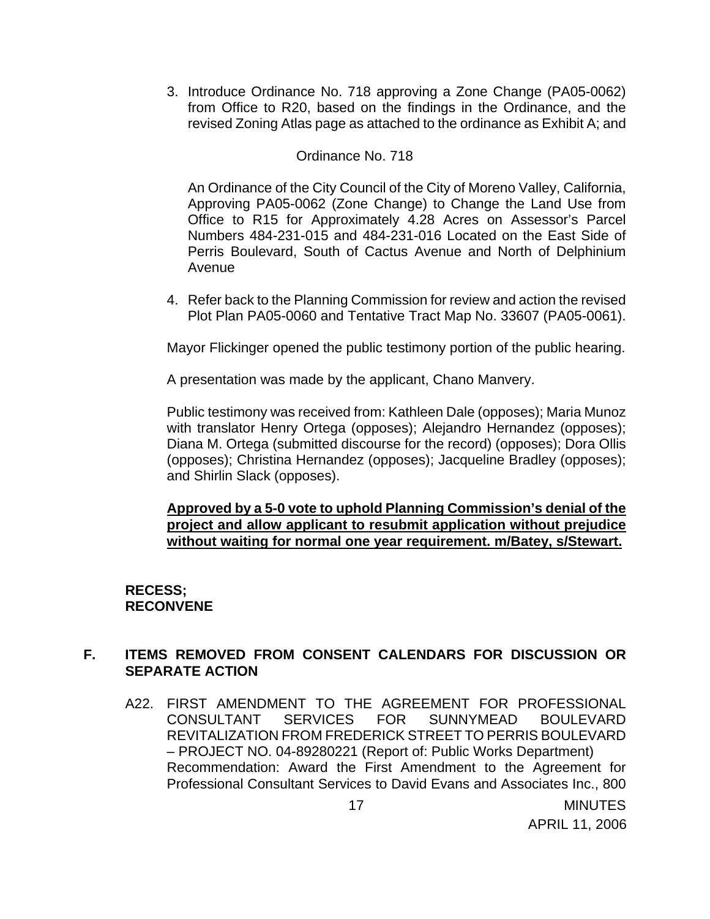3. Introduce Ordinance No. 718 approving a Zone Change (PA05-0062) from Office to R20, based on the findings in the Ordinance, and the revised Zoning Atlas page as attached to the ordinance as Exhibit A; and

   Ordinance No. 718

   An Ordinance of the City Council of the City of Moreno Valley, California, Approving PA05-0062 (Zone Change) to Change the Land Use from Office to R15 for Approximately 4.28 Acres on Assessor's Parcel Numbers 484-231-015 and 484-231-016 Located on the East Side of Perris Boulevard, South of Cactus Avenue and North of Delphinium Avenue

4. Refer back to the Planning Commission for review and action the revised Plot Plan PA05-0060 and Tentative Tract Map No. 33607 (PA05-0061).

Mayor Flickinger opened the public testimony portion of the public hearing.

A presentation was made by the applicant, Chano Manvery.

Public testimony was received from: Kathleen Dale (opposes); Maria Munoz with translator Henry Ortega (opposes); Alejandro Hernandez (opposes); Diana M. Ortega (submitted discourse for the record) (opposes); Dora Ollis (opposes); Christina Hernandez (opposes); Jacqueline Bradley (opposes); and Shirlin Slack (opposes).

**Approved by a 5-0 vote to uphold Planning Commission's denial of the project and allow applicant to resubmit application without prejudice without waiting for normal one year requirement. m/Batey, s/Stewart.**

**RECESS;**
**RECONVENE**

## F. ITEMS REMOVED FROM CONSENT CALENDARS FOR DISCUSSION OR SEPARATE ACTION

A22. FIRST AMENDMENT TO THE AGREEMENT FOR PROFESSIONAL CONSULTANT SERVICES FOR SUNNYMEAD BOULEVARD REVITALIZATION FROM FREDERICK STREET TO PERRIS BOULEVARD – PROJECT NO. 04-89280221 (Report of: Public Works Department)
Recommendation: Award the First Amendment to the Agreement for Professional Consultant Services to David Evans and Associates Inc., 800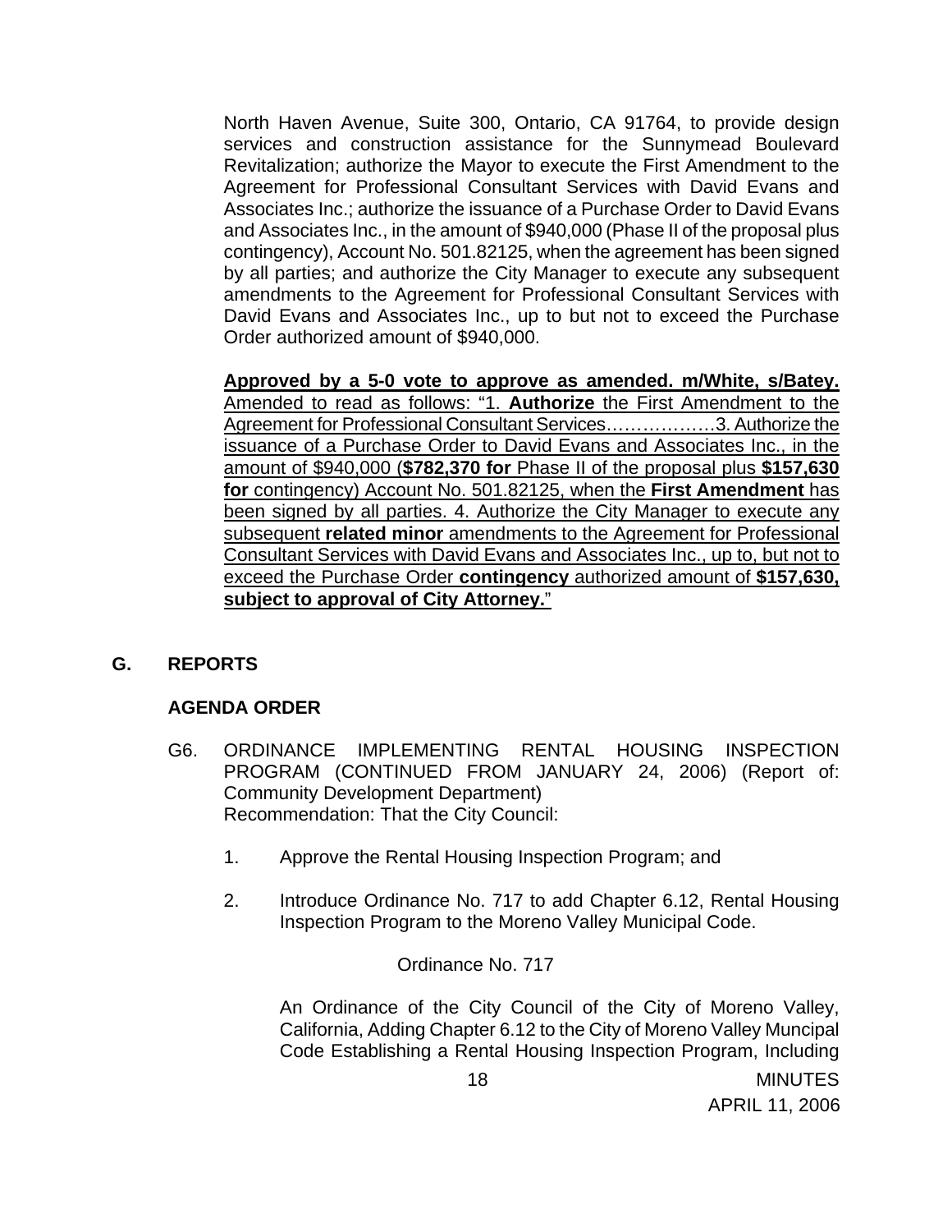North Haven Avenue, Suite 300, Ontario, CA 91764, to provide design services and construction assistance for the Sunnymead Boulevard Revitalization; authorize the Mayor to execute the First Amendment to the Agreement for Professional Consultant Services with David Evans and Associates Inc.; authorize the issuance of a Purchase Order to David Evans and Associates Inc., in the amount of $940,000 (Phase II of the proposal plus contingency), Account No. 501.82125, when the agreement has been signed by all parties; and authorize the City Manager to execute any subsequent amendments to the Agreement for Professional Consultant Services with David Evans and Associates Inc., up to but not to exceed the Purchase Order authorized amount of $940,000.

**Approved by a 5-0 vote to approve as amended. m/White, s/Batey.** Amended to read as follows: "1. **Authorize** the First Amendment to the Agreement for Professional Consultant Services………………3. Authorize the issuance of a Purchase Order to David Evans and Associates Inc., in the amount of $940,000 (**$782,370 for** Phase II of the proposal plus **$157,630 for** contingency) Account No. 501.82125, when the **First Amendment** has been signed by all parties. 4. Authorize the City Manager to execute any subsequent **related minor** amendments to the Agreement for Professional Consultant Services with David Evans and Associates Inc., up to, but not to exceed the Purchase Order **contingency** authorized amount of **$157,630, subject to approval of City Attorney.**"

## G. REPORTS

### AGENDA ORDER

G6. ORDINANCE IMPLEMENTING RENTAL HOUSING INSPECTION PROGRAM (CONTINUED FROM JANUARY 24, 2006) (Report of: Community Development Department)
Recommendation: That the City Council:

1. Approve the Rental Housing Inspection Program; and

2. Introduce Ordinance No. 717 to add Chapter 6.12, Rental Housing Inspection Program to the Moreno Valley Municipal Code.

Ordinance No. 717

An Ordinance of the City Council of the City of Moreno Valley, California, Adding Chapter 6.12 to the City of Moreno Valley Muncipal Code Establishing a Rental Housing Inspection Program, Including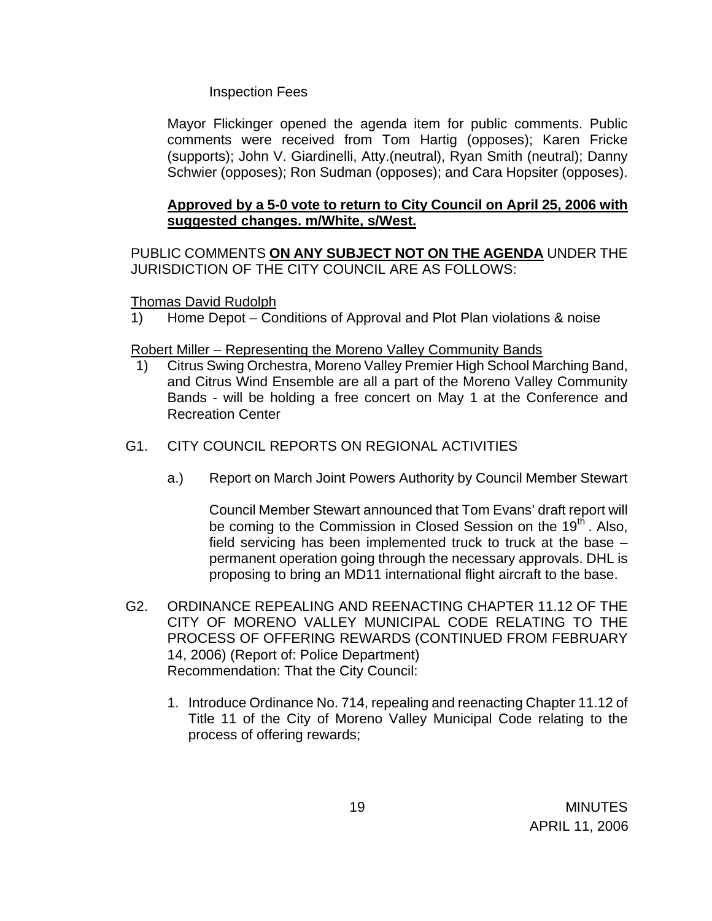Inspection Fees

Mayor Flickinger opened the agenda item for public comments. Public comments were received from Tom Hartig (opposes); Karen Fricke (supports); John V. Giardinelli, Atty.(neutral), Ryan Smith (neutral); Danny Schwier (opposes); Ron Sudman (opposes); and Cara Hopsiter (opposes).

**Approved by a 5-0 vote to return to City Council on April 25, 2006 with suggested changes. m/White, s/West.**

PUBLIC COMMENTS **ON ANY SUBJECT NOT ON THE AGENDA** UNDER THE JURISDICTION OF THE CITY COUNCIL ARE AS FOLLOWS:

Thomas David Rudolph

1) Home Depot – Conditions of Approval and Plot Plan violations & noise

Robert Miller – Representing the Moreno Valley Community Bands

1) Citrus Swing Orchestra, Moreno Valley Premier High School Marching Band, and Citrus Wind Ensemble are all a part of the Moreno Valley Community Bands - will be holding a free concert on May 1 at the Conference and Recreation Center

G1. CITY COUNCIL REPORTS ON REGIONAL ACTIVITIES

a.) Report on March Joint Powers Authority by Council Member Stewart

Council Member Stewart announced that Tom Evans' draft report will be coming to the Commission in Closed Session on the 19th. Also, field servicing has been implemented truck to truck at the base – permanent operation going through the necessary approvals. DHL is proposing to bring an MD11 international flight aircraft to the base.

G2. ORDINANCE REPEALING AND REENACTING CHAPTER 11.12 OF THE CITY OF MORENO VALLEY MUNICIPAL CODE RELATING TO THE PROCESS OF OFFERING REWARDS (CONTINUED FROM FEBRUARY 14, 2006) (Report of: Police Department)
Recommendation: That the City Council:

1. Introduce Ordinance No. 714, repealing and reenacting Chapter 11.12 of Title 11 of the City of Moreno Valley Municipal Code relating to the process of offering rewards;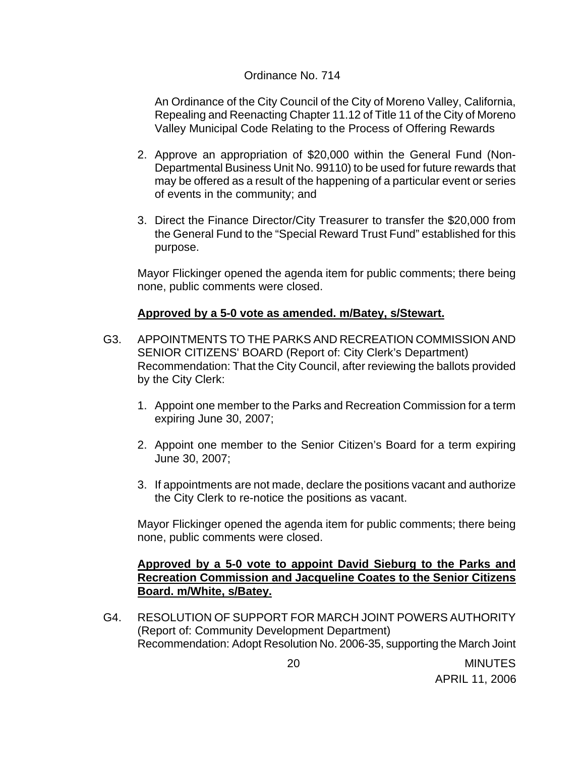Ordinance No. 714

An Ordinance of the City Council of the City of Moreno Valley, California, Repealing and Reenacting Chapter 11.12 of Title 11 of the City of Moreno Valley Municipal Code Relating to the Process of Offering Rewards

2. Approve an appropriation of $20,000 within the General Fund (Non-Departmental Business Unit No. 99110) to be used for future rewards that may be offered as a result of the happening of a particular event or series of events in the community; and

3. Direct the Finance Director/City Treasurer to transfer the $20,000 from the General Fund to the "Special Reward Trust Fund" established for this purpose.

Mayor Flickinger opened the agenda item for public comments; there being none, public comments were closed.

**Approved by a 5-0 vote as amended. m/Batey, s/Stewart.**

G3. APPOINTMENTS TO THE PARKS AND RECREATION COMMISSION AND SENIOR CITIZENS' BOARD (Report of: City Clerk's Department)
Recommendation: That the City Council, after reviewing the ballots provided by the City Clerk:

1. Appoint one member to the Parks and Recreation Commission for a term expiring June 30, 2007;

2. Appoint one member to the Senior Citizen's Board for a term expiring June 30, 2007;

3. If appointments are not made, declare the positions vacant and authorize the City Clerk to re-notice the positions as vacant.

Mayor Flickinger opened the agenda item for public comments; there being none, public comments were closed.

**Approved by a 5-0 vote to appoint David Sieburg to the Parks and Recreation Commission and Jacqueline Coates to the Senior Citizens Board. m/White, s/Batey.**

G4. RESOLUTION OF SUPPORT FOR MARCH JOINT POWERS AUTHORITY (Report of: Community Development Department)
Recommendation: Adopt Resolution No. 2006-35, supporting the March Joint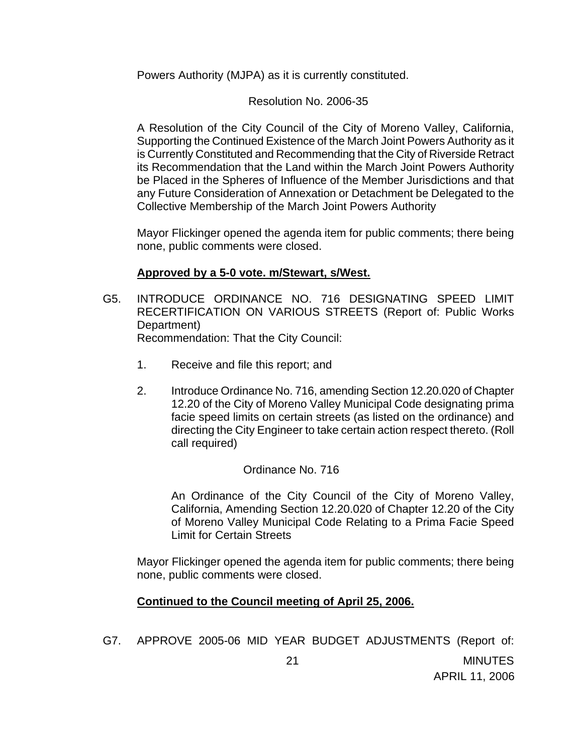Powers Authority (MJPA) as it is currently constituted.

Resolution No. 2006-35

A Resolution of the City Council of the City of Moreno Valley, California, Supporting the Continued Existence of the March Joint Powers Authority as it is Currently Constituted and Recommending that the City of Riverside Retract its Recommendation that the Land within the March Joint Powers Authority be Placed in the Spheres of Influence of the Member Jurisdictions and that any Future Consideration of Annexation or Detachment be Delegated to the Collective Membership of the March Joint Powers Authority

Mayor Flickinger opened the agenda item for public comments; there being none, public comments were closed.

**Approved by a 5-0 vote. m/Stewart, s/West.**

G5. INTRODUCE ORDINANCE NO. 716 DESIGNATING SPEED LIMIT RECERTIFICATION ON VARIOUS STREETS (Report of: Public Works Department)
Recommendation: That the City Council:

1. Receive and file this report; and

2. Introduce Ordinance No. 716, amending Section 12.20.020 of Chapter 12.20 of the City of Moreno Valley Municipal Code designating prima facie speed limits on certain streets (as listed on the ordinance) and directing the City Engineer to take certain action respect thereto. (Roll call required)

Ordinance No. 716

An Ordinance of the City Council of the City of Moreno Valley, California, Amending Section 12.20.020 of Chapter 12.20 of the City of Moreno Valley Municipal Code Relating to a Prima Facie Speed Limit for Certain Streets

Mayor Flickinger opened the agenda item for public comments; there being none, public comments were closed.

**Continued to the Council meeting of April 25, 2006.**

G7. APPROVE 2005-06 MID YEAR BUDGET ADJUSTMENTS (Report of: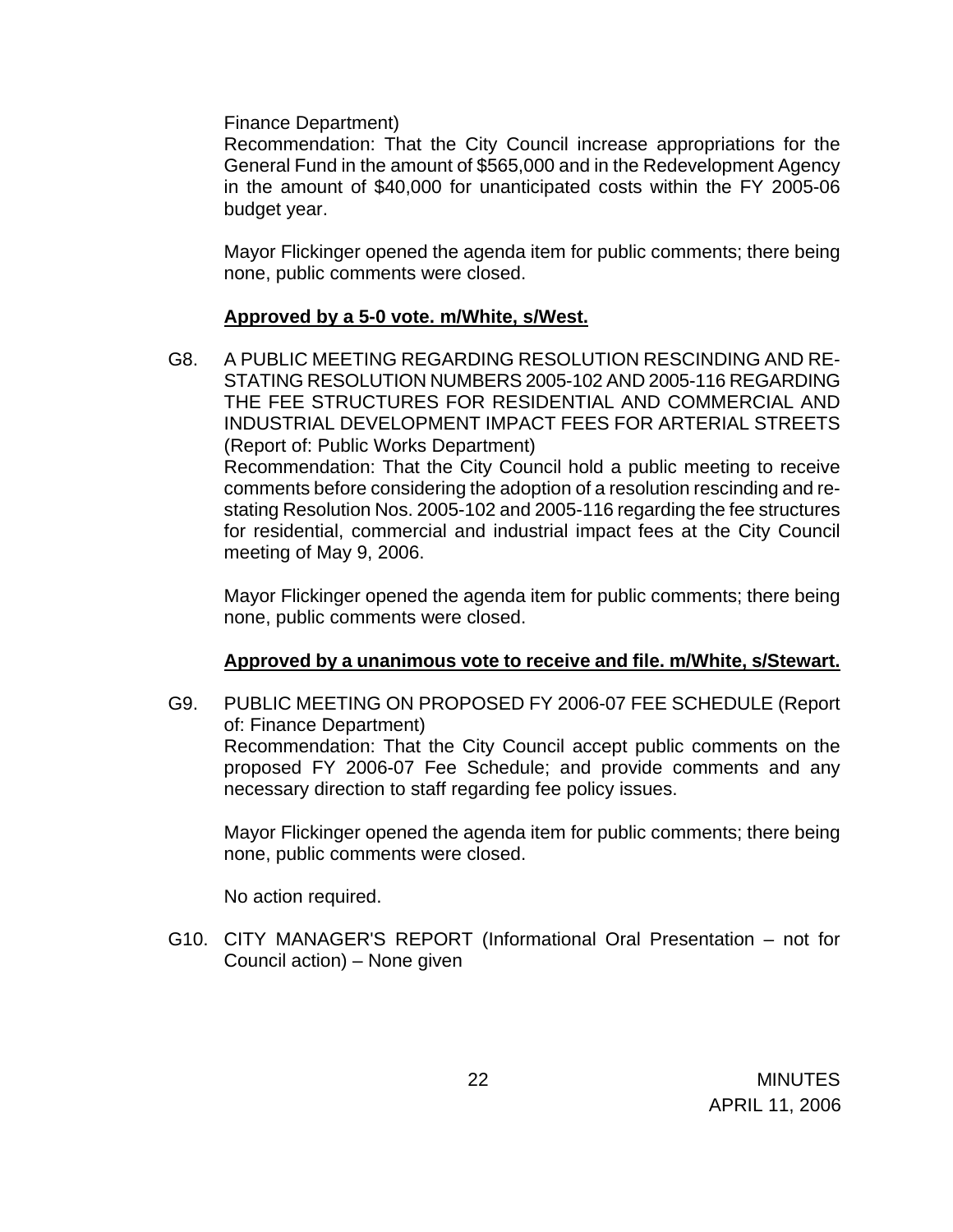Finance Department)
Recommendation: That the City Council increase appropriations for the General Fund in the amount of $565,000 and in the Redevelopment Agency in the amount of $40,000 for unanticipated costs within the FY 2005-06 budget year.

Mayor Flickinger opened the agenda item for public comments; there being none, public comments were closed.

**Approved by a 5-0 vote. m/White, s/West.**

G8. A PUBLIC MEETING REGARDING RESOLUTION RESCINDING AND RE-STATING RESOLUTION NUMBERS 2005-102 AND 2005-116 REGARDING THE FEE STRUCTURES FOR RESIDENTIAL AND COMMERCIAL AND INDUSTRIAL DEVELOPMENT IMPACT FEES FOR ARTERIAL STREETS (Report of: Public Works Department)
Recommendation: That the City Council hold a public meeting to receive comments before considering the adoption of a resolution rescinding and re-stating Resolution Nos. 2005-102 and 2005-116 regarding the fee structures for residential, commercial and industrial impact fees at the City Council meeting of May 9, 2006.

Mayor Flickinger opened the agenda item for public comments; there being none, public comments were closed.

**Approved by a unanimous vote to receive and file. m/White, s/Stewart.**

G9. PUBLIC MEETING ON PROPOSED FY 2006-07 FEE SCHEDULE (Report of: Finance Department)
Recommendation: That the City Council accept public comments on the proposed FY 2006-07 Fee Schedule; and provide comments and any necessary direction to staff regarding fee policy issues.

Mayor Flickinger opened the agenda item for public comments; there being none, public comments were closed.

No action required.

G10. CITY MANAGER'S REPORT (Informational Oral Presentation – not for Council action) – None given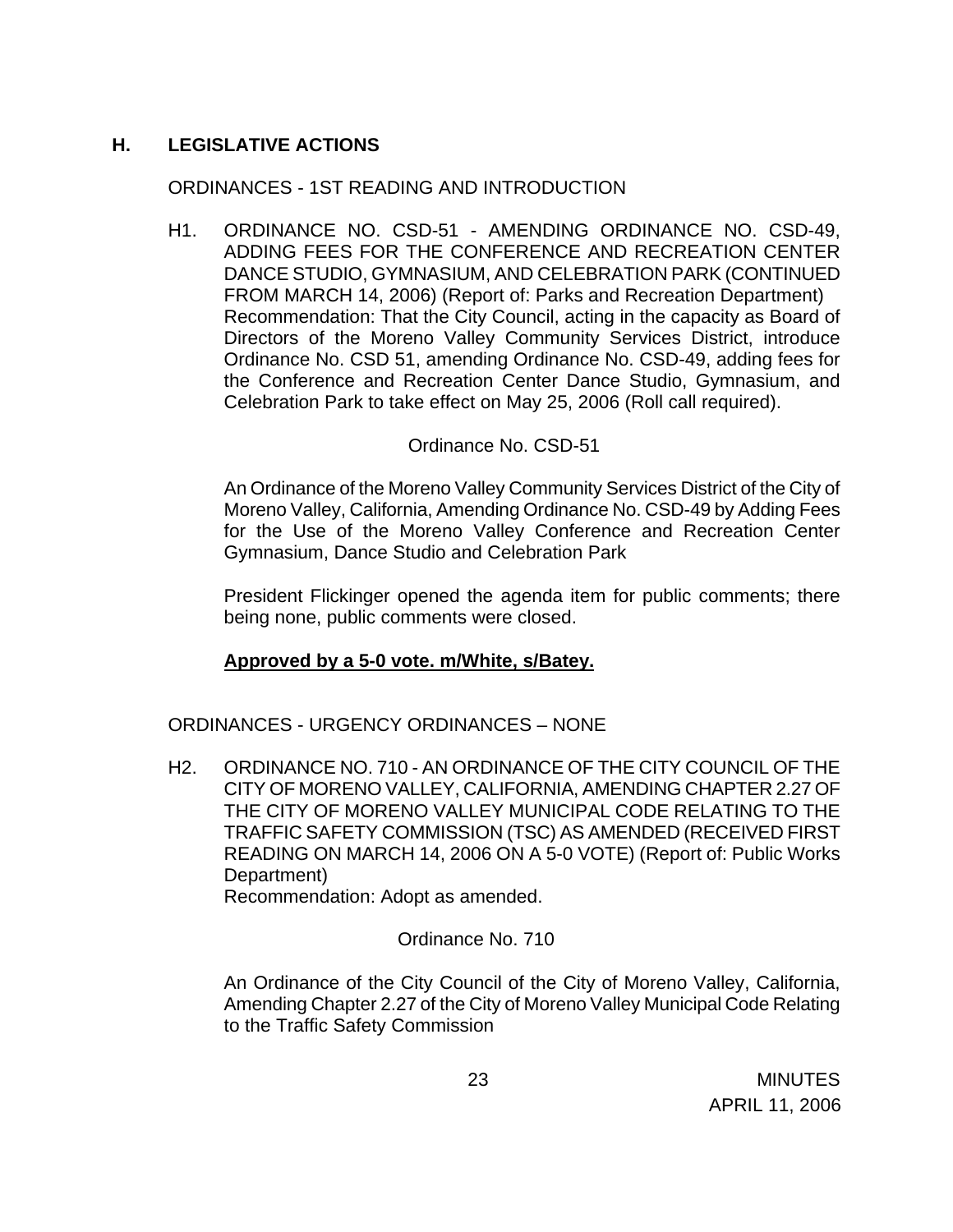## H. LEGISLATIVE ACTIONS

ORDINANCES - 1ST READING AND INTRODUCTION

H1. ORDINANCE NO. CSD-51 - AMENDING ORDINANCE NO. CSD-49, ADDING FEES FOR THE CONFERENCE AND RECREATION CENTER DANCE STUDIO, GYMNASIUM, AND CELEBRATION PARK (CONTINUED FROM MARCH 14, 2006) (Report of: Parks and Recreation Department)
Recommendation: That the City Council, acting in the capacity as Board of Directors of the Moreno Valley Community Services District, introduce Ordinance No. CSD 51, amending Ordinance No. CSD-49, adding fees for the Conference and Recreation Center Dance Studio, Gymnasium, and Celebration Park to take effect on May 25, 2006 (Roll call required).

Ordinance No. CSD-51

An Ordinance of the Moreno Valley Community Services District of the City of Moreno Valley, California, Amending Ordinance No. CSD-49 by Adding Fees for the Use of the Moreno Valley Conference and Recreation Center Gymnasium, Dance Studio and Celebration Park

President Flickinger opened the agenda item for public comments; there being none, public comments were closed.

**Approved by a 5-0 vote. m/White, s/Batey.**

ORDINANCES - URGENCY ORDINANCES – NONE

H2. ORDINANCE NO. 710 - AN ORDINANCE OF THE CITY COUNCIL OF THE CITY OF MORENO VALLEY, CALIFORNIA, AMENDING CHAPTER 2.27 OF THE CITY OF MORENO VALLEY MUNICIPAL CODE RELATING TO THE TRAFFIC SAFETY COMMISSION (TSC) AS AMENDED (RECEIVED FIRST READING ON MARCH 14, 2006 ON A 5-0 VOTE) (Report of: Public Works Department)
Recommendation: Adopt as amended.

Ordinance No. 710

An Ordinance of the City Council of the City of Moreno Valley, California, Amending Chapter 2.27 of the City of Moreno Valley Municipal Code Relating to the Traffic Safety Commission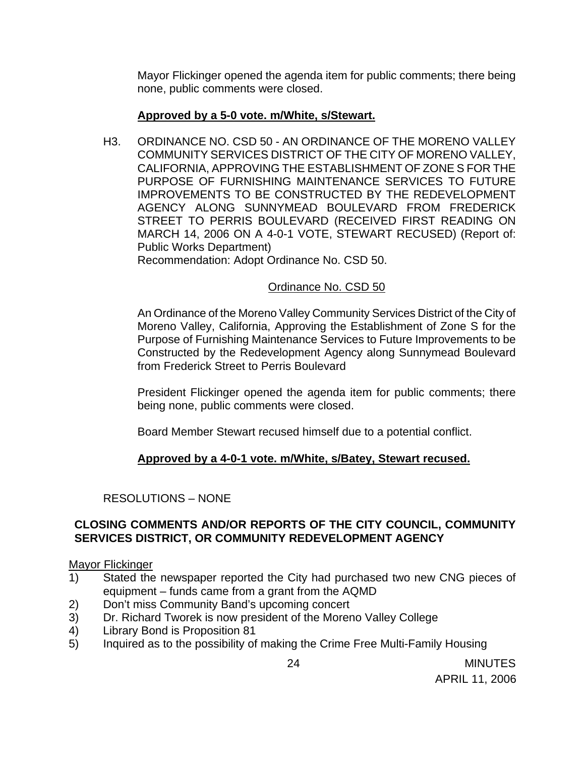Mayor Flickinger opened the agenda item for public comments; there being none, public comments were closed.

**Approved by a 5-0 vote. m/White, s/Stewart.**

H3. ORDINANCE NO. CSD 50 - AN ORDINANCE OF THE MORENO VALLEY COMMUNITY SERVICES DISTRICT OF THE CITY OF MORENO VALLEY, CALIFORNIA, APPROVING THE ESTABLISHMENT OF ZONE S FOR THE PURPOSE OF FURNISHING MAINTENANCE SERVICES TO FUTURE IMPROVEMENTS TO BE CONSTRUCTED BY THE REDEVELOPMENT AGENCY ALONG SUNNYMEAD BOULEVARD FROM FREDERICK STREET TO PERRIS BOULEVARD (RECEIVED FIRST READING ON MARCH 14, 2006 ON A 4-0-1 VOTE, STEWART RECUSED) (Report of: Public Works Department)
Recommendation: Adopt Ordinance No. CSD 50.

Ordinance No. CSD 50

An Ordinance of the Moreno Valley Community Services District of the City of Moreno Valley, California, Approving the Establishment of Zone S for the Purpose of Furnishing Maintenance Services to Future Improvements to be Constructed by the Redevelopment Agency along Sunnymead Boulevard from Frederick Street to Perris Boulevard

President Flickinger opened the agenda item for public comments; there being none, public comments were closed.

Board Member Stewart recused himself due to a potential conflict.

**Approved by a 4-0-1 vote. m/White, s/Batey, Stewart recused.**

RESOLUTIONS – NONE

**CLOSING COMMENTS AND/OR REPORTS OF THE CITY COUNCIL, COMMUNITY SERVICES DISTRICT, OR COMMUNITY REDEVELOPMENT AGENCY**

Mayor Flickinger

1) Stated the newspaper reported the City had purchased two new CNG pieces of equipment – funds came from a grant from the AQMD
2) Don't miss Community Band's upcoming concert
3) Dr. Richard Tworek is now president of the Moreno Valley College
4) Library Bond is Proposition 81
5) Inquired as to the possibility of making the Crime Free Multi-Family Housing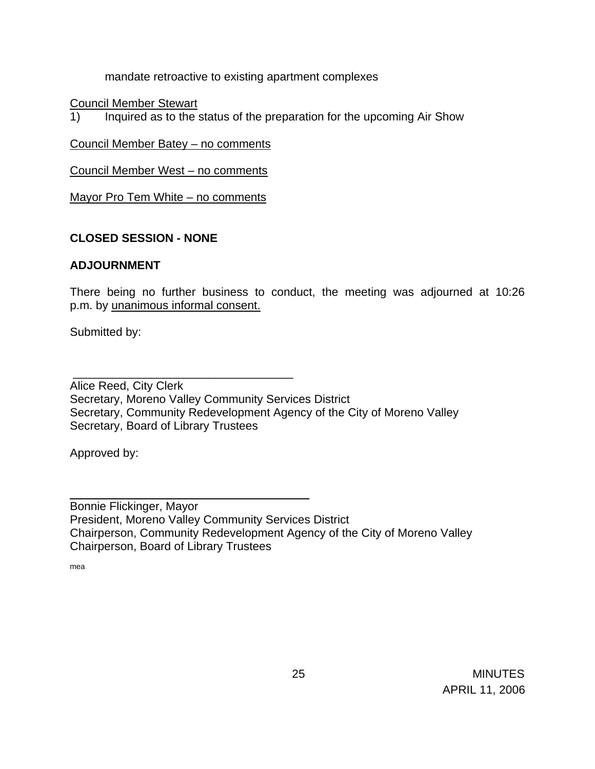mandate retroactive to existing apartment complexes

Council Member Stewart

1) Inquired as to the status of the preparation for the upcoming Air Show

Council Member Batey – no comments

Council Member West – no comments

Mayor Pro Tem White – no comments

**CLOSED SESSION - NONE**

**ADJOURNMENT**

There being no further business to conduct, the meeting was adjourned at 10:26 p.m. by unanimous informal consent.

Submitted by:

\_\_\_\_\_\_\_\_\_\_\_\_\_\_\_\_\_\_\_\_\_\_\_\_\_\_\_\_\_\_\_\_\_\_\_

Alice Reed, City Clerk
Secretary, Moreno Valley Community Services District
Secretary, Community Redevelopment Agency of the City of Moreno Valley
Secretary, Board of Library Trustees

Approved by:

\_\_\_\_\_\_\_\_\_\_\_\_\_\_\_\_\_\_\_\_\_\_\_\_\_\_\_\_\_\_\_\_\_\_\_

Bonnie Flickinger, Mayor
President, Moreno Valley Community Services District
Chairperson, Community Redevelopment Agency of the City of Moreno Valley
Chairperson, Board of Library Trustees

mea